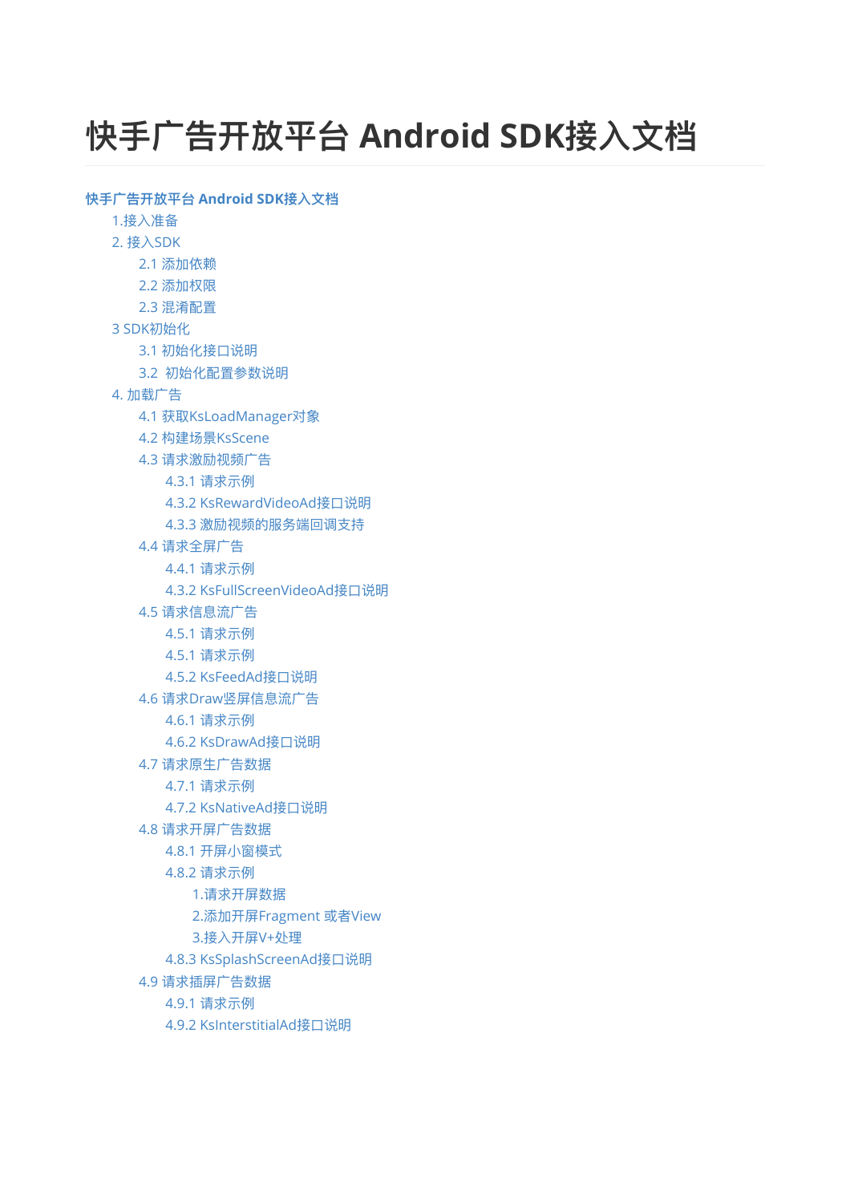# 快手广告开放平台 Android SDK接入文档

- 快手广告开放平台 Android SDK接入文档
  - 1.接入准备
  - 2. 接入SDK
    - 2.1 添加依赖
    - 2.2 添加权限
    - 2.3 混淆配置
  - 3 SDK初始化
    - 3.1 初始化接口说明
    - 3.2  初始化配置参数说明
  - 4. 加载广告
    - 4.1 获取KsLoadManager对象
    - 4.2 构建场景KsScene
    - 4.3 请求激励视频广告
      - 4.3.1 请求示例
      - 4.3.2 KsRewardVideoAd接口说明
      - 4.3.3 激励视频的服务端回调支持
    - 4.4 请求全屏广告
      - 4.4.1 请求示例
      - 4.3.2 KsFullScreenVideoAd接口说明
    - 4.5 请求信息流广告
      - 4.5.1 请求示例
      - 4.5.1 请求示例
      - 4.5.2 KsFeedAd接口说明
    - 4.6 请求Draw竖屏信息流广告
      - 4.6.1 请求示例
      - 4.6.2 KsDrawAd接口说明
    - 4.7 请求原生广告数据
      - 4.7.1 请求示例
      - 4.7.2 KsNativeAd接口说明
    - 4.8 请求开屏广告数据
      - 4.8.1 开屏小窗模式
      - 4.8.2 请求示例
        - 1.请求开屏数据
        - 2.添加开屏Fragment 或者View
        - 3.接入开屏V+处理
      - 4.8.3 KsSplashScreenAd接口说明
    - 4.9 请求插屏广告数据
      - 4.9.1 请求示例
      - 4.9.2 KsInterstitialAd接口说明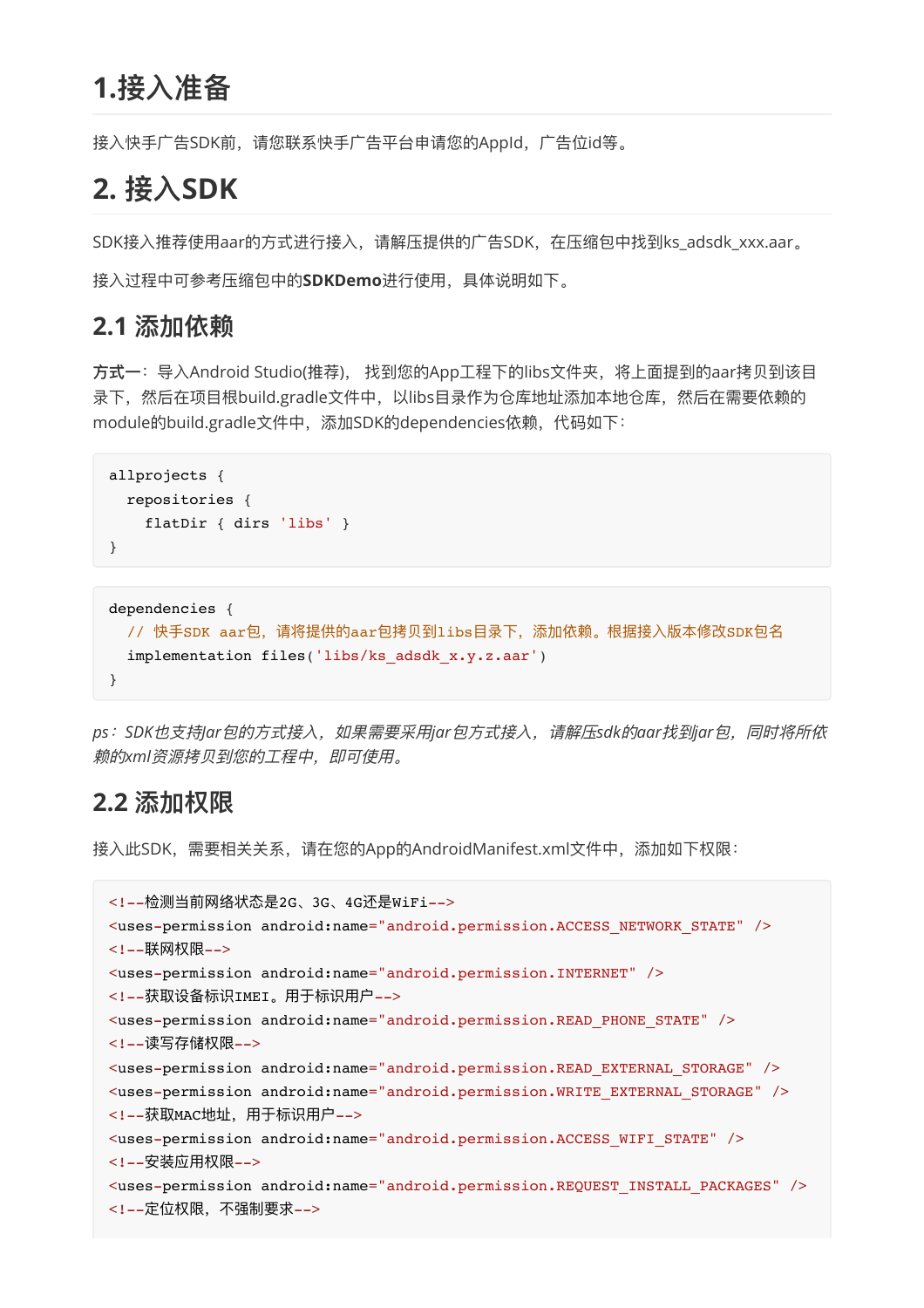# 1.接入准备

接入快手广告SDK前，请您联系快手广告平台申请您的AppId，广告位id等。

# 2. 接入SDK

SDK接入推荐使用aar的方式进行接入，请解压提供的广告SDK，在压缩包中找到ks_adsdk_xxx.aar。

接入过程中可参考压缩包中的**SDKDemo**进行使用，具体说明如下。

## 2.1 添加依赖

**方式一**：导入Android Studio(推荐)， 找到您的App工程下的libs文件夹，将上面提到的aar拷贝到该目录下，然后在项目根build.gradle文件中，以libs目录作为仓库地址添加本地仓库，然后在需要依赖的module的build.gradle文件中，添加SDK的dependencies依赖，代码如下：

```
allprojects {
  repositories {
    flatDir { dirs 'libs' }
}
```

```
dependencies {
  // 快手SDK aar包，请将提供的aar包拷贝到libs目录下，添加依赖。根据接入版本修改SDK包名
  implementation files('libs/ks_adsdk_x.y.z.aar')
}
```

*ps：SDK也支持jar包的方式接入，如果需要采用jar包方式接入， 请解压sdk的aar找到jar包，同时将所依赖的xml资源拷贝到您的工程中，即可使用。*

## 2.2 添加权限

接入此SDK，需要相关关系，请在您的App的AndroidManifest.xml文件中，添加如下权限：

```
<!--检测当前网络状态是2G、3G、4G还是WiFi-->
<uses-permission android:name="android.permission.ACCESS_NETWORK_STATE" />
<!--联网权限-->
<uses-permission android:name="android.permission.INTERNET" />
<!--获取设备标识IMEI。用于标识用户-->
<uses-permission android:name="android.permission.READ_PHONE_STATE" />
<!--读写存储权限-->
<uses-permission android:name="android.permission.READ_EXTERNAL_STORAGE" />
<uses-permission android:name="android.permission.WRITE_EXTERNAL_STORAGE" />
<!--获取MAC地址，用于标识用户-->
<uses-permission android:name="android.permission.ACCESS_WIFI_STATE" />
<!--安装应用权限-->
<uses-permission android:name="android.permission.REQUEST_INSTALL_PACKAGES" />
<!--定位权限，不强制要求-->
```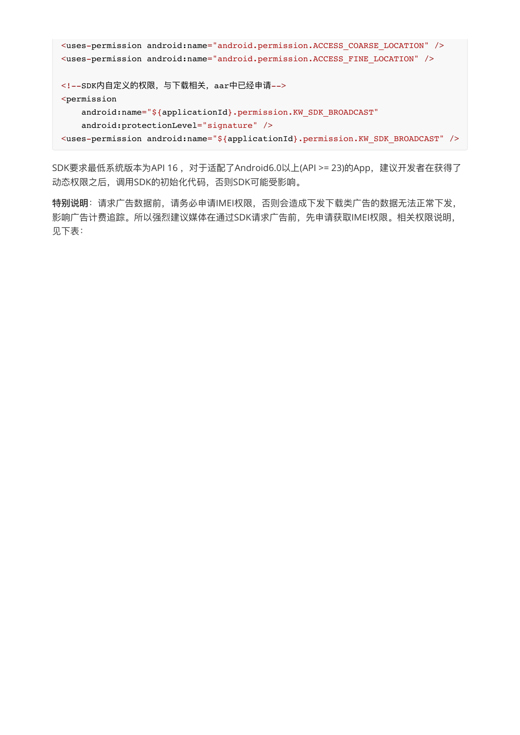```xml
<uses-permission android:name="android.permission.ACCESS_COARSE_LOCATION" />
<uses-permission android:name="android.permission.ACCESS_FINE_LOCATION" />

<!--SDK内自定义的权限，与下载相关，aar中已经申请-->
<permission
    android:name="${applicationId}.permission.KW_SDK_BROADCAST"
    android:protectionLevel="signature" />
<uses-permission android:name="${applicationId}.permission.KW_SDK_BROADCAST" />
```

SDK要求最低系统版本为API 16 ，对于适配了Android6.0以上(API >= 23)的App，建议开发者在获得了动态权限之后，调用SDK的初始化代码，否则SDK可能受影响。

**特别说明**：请求广告数据前，请务必申请IMEI权限，否则会造成下发下载类广告的数据无法正常下发，影响广告计费追踪。所以强烈建议媒体在通过SDK请求广告前，先申请获取IMEI权限。相关权限说明，见下表：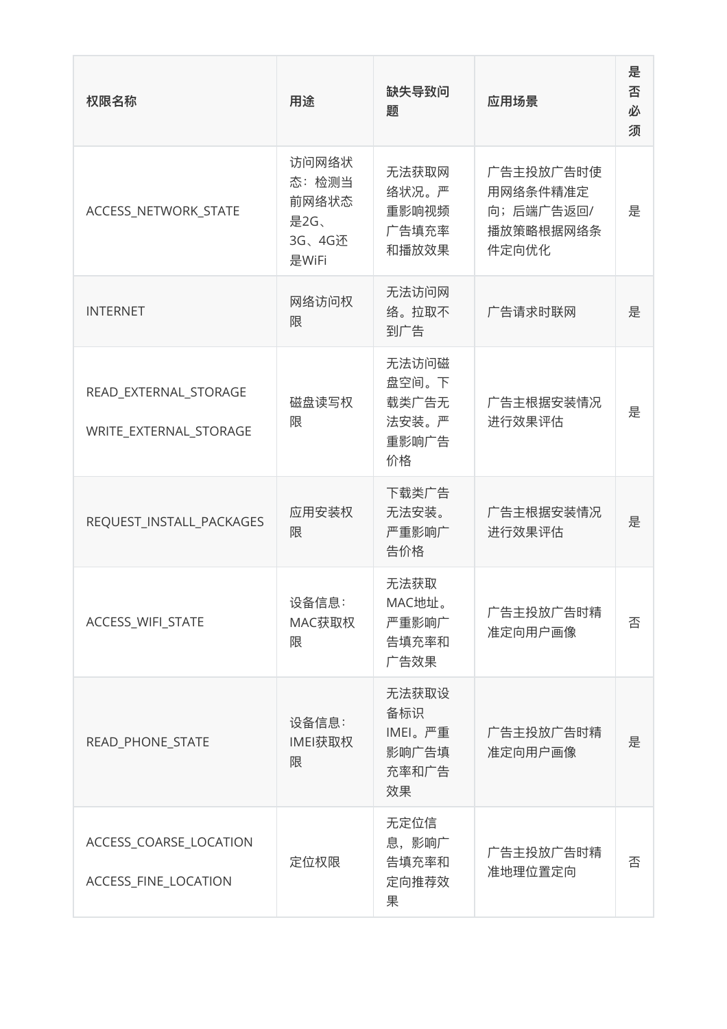| 权限名称 | 用途 | 缺失导致问题 | 应用场景 | 是否必须 |
| --- | --- | --- | --- | --- |
| ACCESS_NETWORK_STATE | 访问网络状态：检测当前网络状态是2G、3G、4G还是WiFi | 无法获取网络状况。严重影响视频广告填充率和播放效果 | 广告主投放广告时使用网络条件精准定向；后端广告返回/播放策略根据网络条件定向优化 | 是 |
| INTERNET | 网络访问权限 | 无法访问网络。拉取不到广告 | 广告请求时联网 | 是 |
| READ_EXTERNAL_STORAGE<br>WRITE_EXTERNAL_STORAGE | 磁盘读写权限 | 无法访问磁盘空间。下载类广告无法安装。严重影响广告价格 | 广告主根据安装情况进行效果评估 | 是 |
| REQUEST_INSTALL_PACKAGES | 应用安装权限 | 下载类广告无法安装。严重影响广告价格 | 广告主根据安装情况进行效果评估 | 是 |
| ACCESS_WIFI_STATE | 设备信息：MAC获取权限 | 无法获取MAC地址。严重影响广告填充率和广告效果 | 广告主投放广告时精准定向用户画像 | 否 |
| READ_PHONE_STATE | 设备信息：IMEI获取权限 | 无法获取设备标识IMEI。严重影响广告填充率和广告效果 | 广告主投放广告时精准定向用户画像 | 是 |
| ACCESS_COARSE_LOCATION<br>ACCESS_FINE_LOCATION | 定位权限 | 无定位信息，影响广告填充率和定向推荐效果 | 广告主投放广告时精准地理位置定向 | 否 |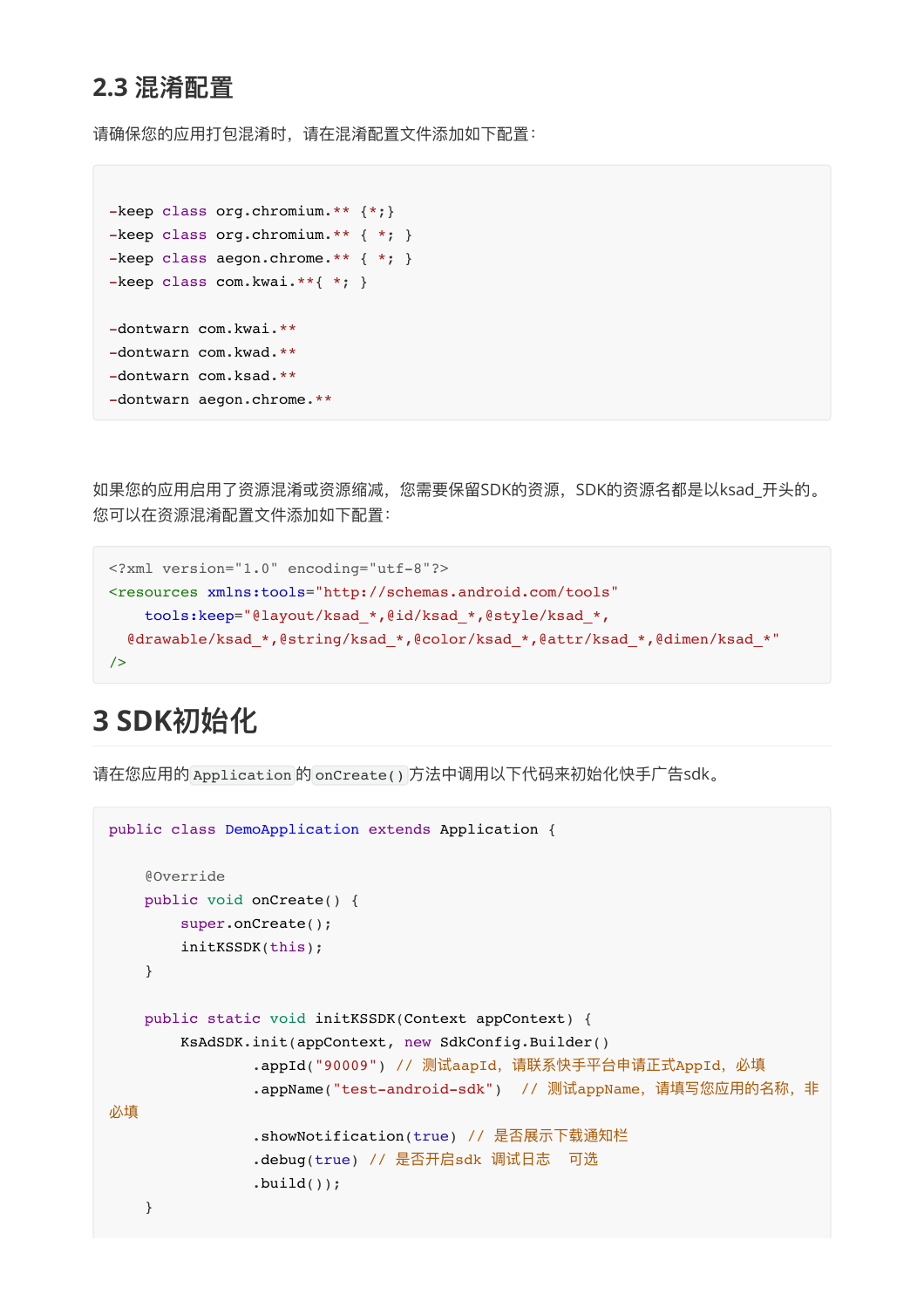## 2.3 混淆配置

请确保您的应用打包混淆时，请在混淆配置文件添加如下配置：

```
-keep class org.chromium.** {*;}
-keep class org.chromium.** { *; }
-keep class aegon.chrome.** { *; }
-keep class com.kwai.**{ *; }

-dontwarn com.kwai.**
-dontwarn com.kwad.**
-dontwarn com.ksad.**
-dontwarn aegon.chrome.**
```

如果您的应用启用了资源混淆或资源缩减，您需要保留SDK的资源，SDK的资源名都是以ksad_开头的。您可以在资源混淆配置文件添加如下配置：

```
<?xml version="1.0" encoding="utf-8"?>
<resources xmlns:tools="http://schemas.android.com/tools"
    tools:keep="@layout/ksad_*,@id/ksad_*,@style/ksad_*,
  @drawable/ksad_*,@string/ksad_*,@color/ksad_*,@attr/ksad_*,@dimen/ksad_*"
/>
```

# 3 SDK初始化

请在您应用的`Application`的`onCreate()`方法中调用以下代码来初始化快手广告sdk。

```
public class DemoApplication extends Application {

    @Override
    public void onCreate() {
        super.onCreate();
        initKSSDK(this);
    }

    public static void initKSSDK(Context appContext) {
        KsAdSDK.init(appContext, new SdkConfig.Builder()
                .appId("90009") // 测试aapId，请联系快手平台申请正式AppId，必填
                .appName("test-android-sdk")  // 测试appName，请填写您应用的名称，非
必填
                .showNotification(true) // 是否展示下载通知栏
                .debug(true) // 是否开启sdk 调试日志  可选
                .build());
    }
```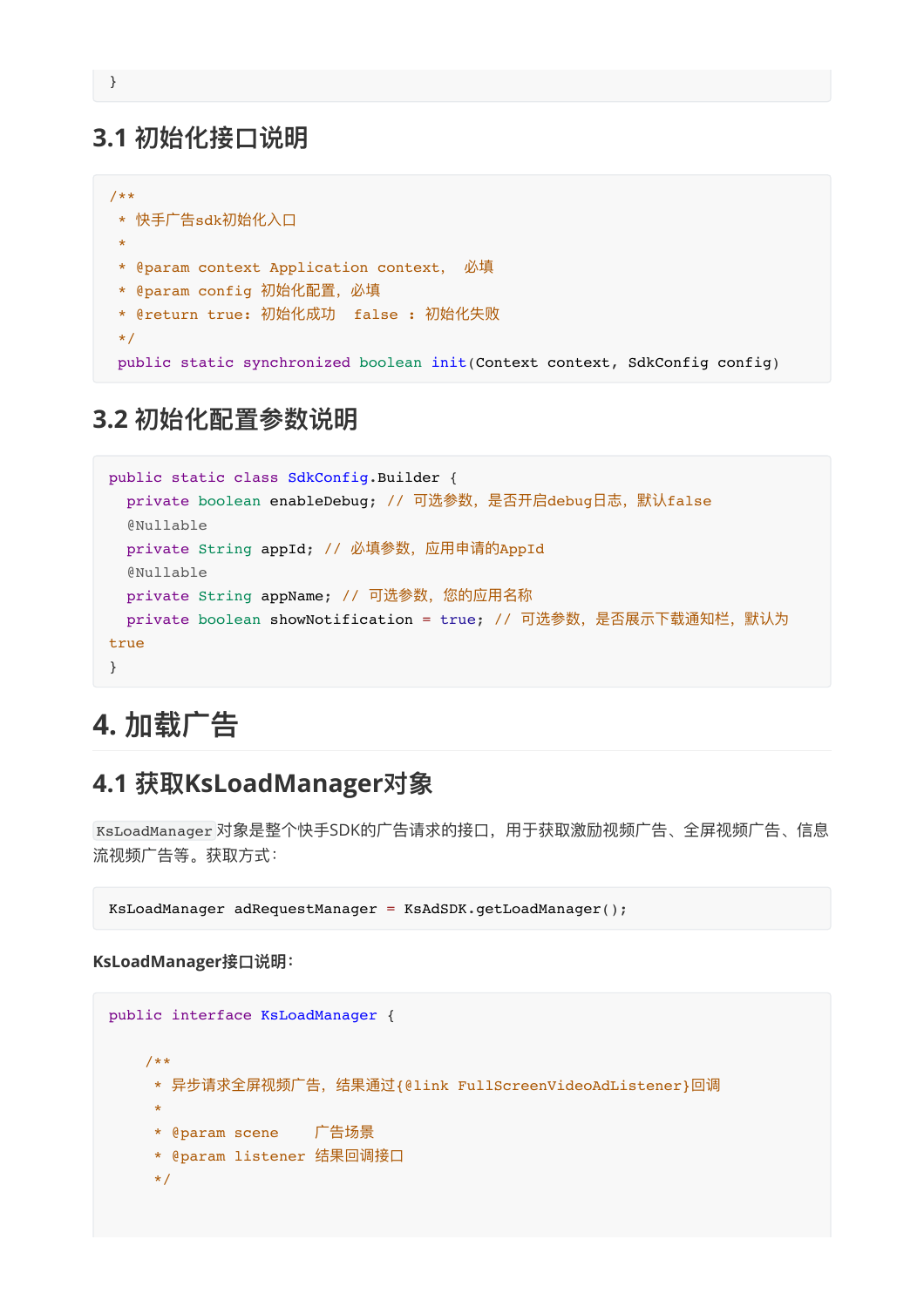```
}
```

## 3.1 初始化接口说明

```
/**
 * 快手广告sdk初始化入口
 *
 * @param context Application context,  必填
 * @param config 初始化配置, 必填
 * @return true: 初始化成功  false : 初始化失败
 */
 public static synchronized boolean init(Context context, SdkConfig config)
```

## 3.2 初始化配置参数说明

```
public static class SdkConfig.Builder {
  private boolean enableDebug; // 可选参数, 是否开启debug日志, 默认false
  @Nullable
  private String appId; // 必填参数, 应用申请的AppId
  @Nullable
  private String appName; // 可选参数, 您的应用名称
  private boolean showNotification = true; // 可选参数, 是否展示下载通知栏, 默认为
true
}
```

# 4. 加载广告

## 4.1 获取KsLoadManager对象

`KsLoadManager` 对象是整个快手SDK的广告请求的接口，用于获取激励视频广告、全屏视频广告、信息流视频广告等。获取方式：

```
KsLoadManager adRequestManager = KsAdSDK.getLoadManager();
```

**KsLoadManager接口说明：**

```
public interface KsLoadManager {

    /**
     * 异步请求全屏视频广告, 结果通过{@link FullScreenVideoAdListener}回调
     *
     * @param scene    广告场景
     * @param listener 结果回调接口
     */
```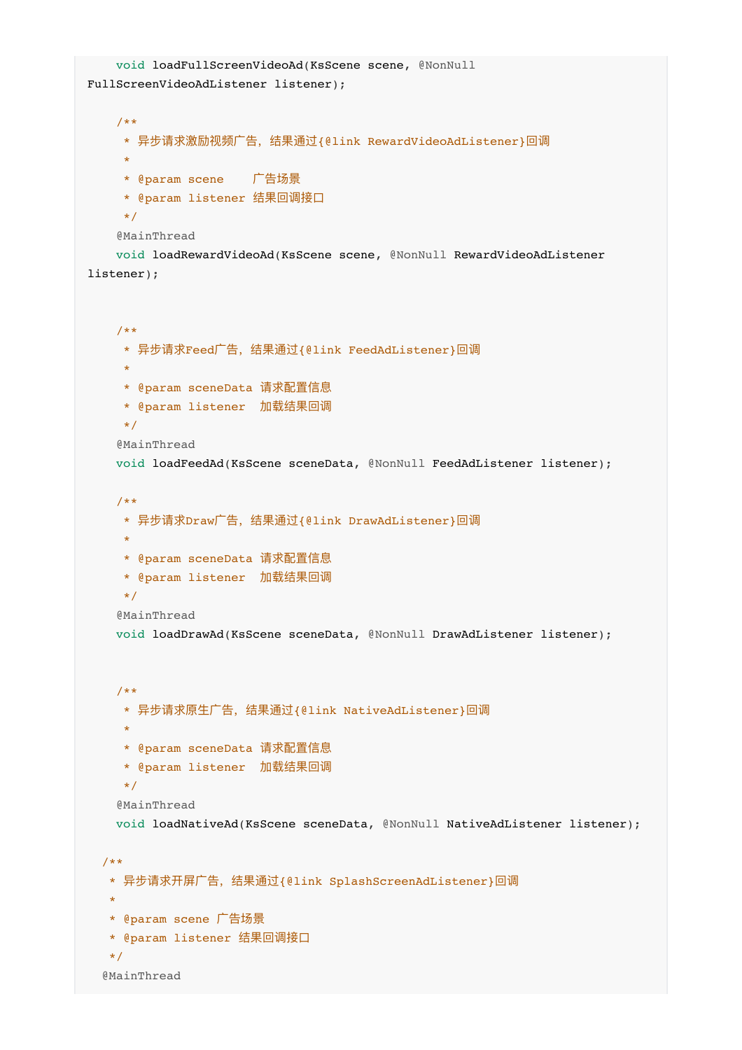```java
    void loadFullScreenVideoAd(KsScene scene, @NonNull
FullScreenVideoAdListener listener);

    /**
     * 异步请求激励视频广告，结果通过{@link RewardVideoAdListener}回调
     *
     * @param scene    广告场景
     * @param listener 结果回调接口
     */
    @MainThread
    void loadRewardVideoAd(KsScene scene, @NonNull RewardVideoAdListener
listener);


    /**
     * 异步请求Feed广告，结果通过{@link FeedAdListener}回调
     *
     * @param sceneData 请求配置信息
     * @param listener  加载结果回调
     */
    @MainThread
    void loadFeedAd(KsScene sceneData, @NonNull FeedAdListener listener);

    /**
     * 异步请求Draw广告，结果通过{@link DrawAdListener}回调
     *
     * @param sceneData 请求配置信息
     * @param listener  加载结果回调
     */
    @MainThread
    void loadDrawAd(KsScene sceneData, @NonNull DrawAdListener listener);


    /**
     * 异步请求原生广告，结果通过{@link NativeAdListener}回调
     *
     * @param sceneData 请求配置信息
     * @param listener  加载结果回调
     */
    @MainThread
    void loadNativeAd(KsScene sceneData, @NonNull NativeAdListener listener);

  /**
   * 异步请求开屏广告，结果通过{@link SplashScreenAdListener}回调
   *
   * @param scene 广告场景
   * @param listener 结果回调接口
   */
  @MainThread
```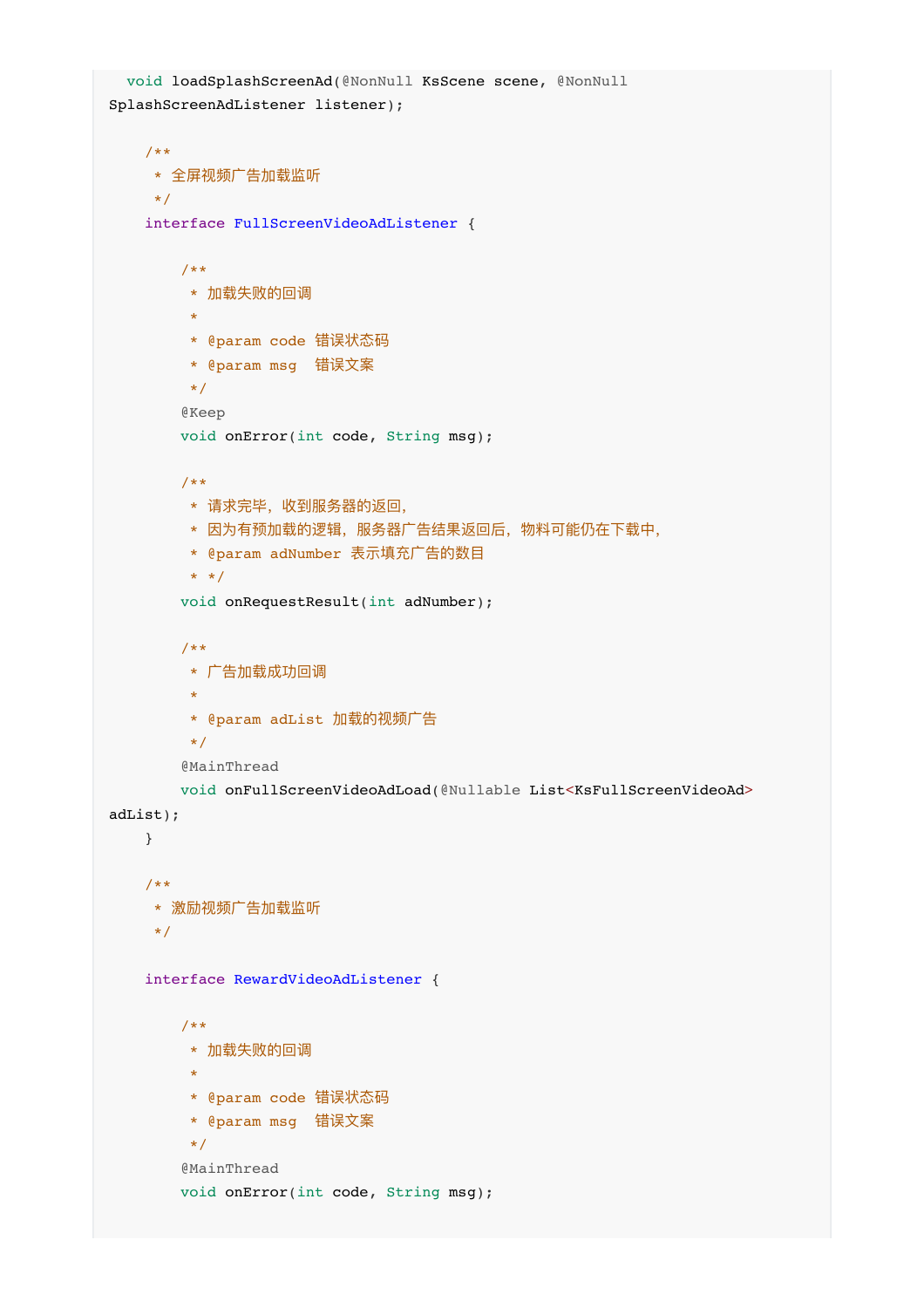```
  void loadSplashScreenAd(@NonNull KsScene scene, @NonNull
SplashScreenAdListener listener);

    /**
     * 全屏视频广告加载监听
     */
    interface FullScreenVideoAdListener {

        /**
         * 加载失败的回调
         *
         * @param code 错误状态码
         * @param msg  错误文案
         */
        @Keep
        void onError(int code, String msg);

        /**
         * 请求完毕，收到服务器的返回，
         * 因为有预加载的逻辑，服务器广告结果返回后，物料可能仍在下载中，
         * @param adNumber 表示填充广告的数目
         * */
        void onRequestResult(int adNumber);

        /**
         * 广告加载成功回调
         *
         * @param adList 加载的视频广告
         */
        @MainThread
        void onFullScreenVideoAdLoad(@Nullable List<KsFullScreenVideoAd>
adList);
    }

    /**
     * 激励视频广告加载监听
     */

    interface RewardVideoAdListener {

        /**
         * 加载失败的回调
         *
         * @param code 错误状态码
         * @param msg  错误文案
         */
        @MainThread
        void onError(int code, String msg);
```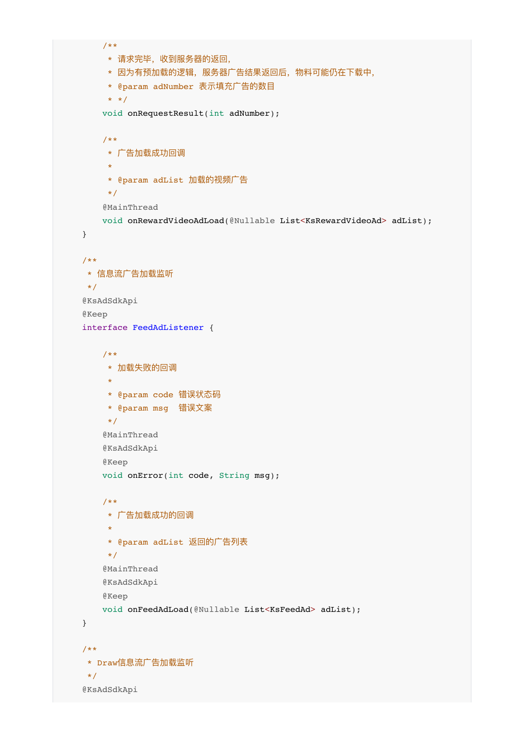```java
        /**
         * 请求完毕，收到服务器的返回，
         * 因为有预加载的逻辑，服务器广告结果返回后，物料可能仍在下载中，
         * @param adNumber 表示填充广告的数目
         * */
        void onRequestResult(int adNumber);

        /**
         * 广告加载成功回调
         *
         * @param adList 加载的视频广告
         */
        @MainThread
        void onRewardVideoAdLoad(@Nullable List<KsRewardVideoAd> adList);
    }

    /**
     * 信息流广告加载监听
     */
    @KsAdSdkApi
    @Keep
    interface FeedAdListener {

        /**
         * 加载失败的回调
         *
         * @param code 错误状态码
         * @param msg  错误文案
         */
        @MainThread
        @KsAdSdkApi
        @Keep
        void onError(int code, String msg);

        /**
         * 广告加载成功的回调
         *
         * @param adList 返回的广告列表
         */
        @MainThread
        @KsAdSdkApi
        @Keep
        void onFeedAdLoad(@Nullable List<KsFeedAd> adList);
    }

    /**
     * Draw信息流广告加载监听
     */
    @KsAdSdkApi
```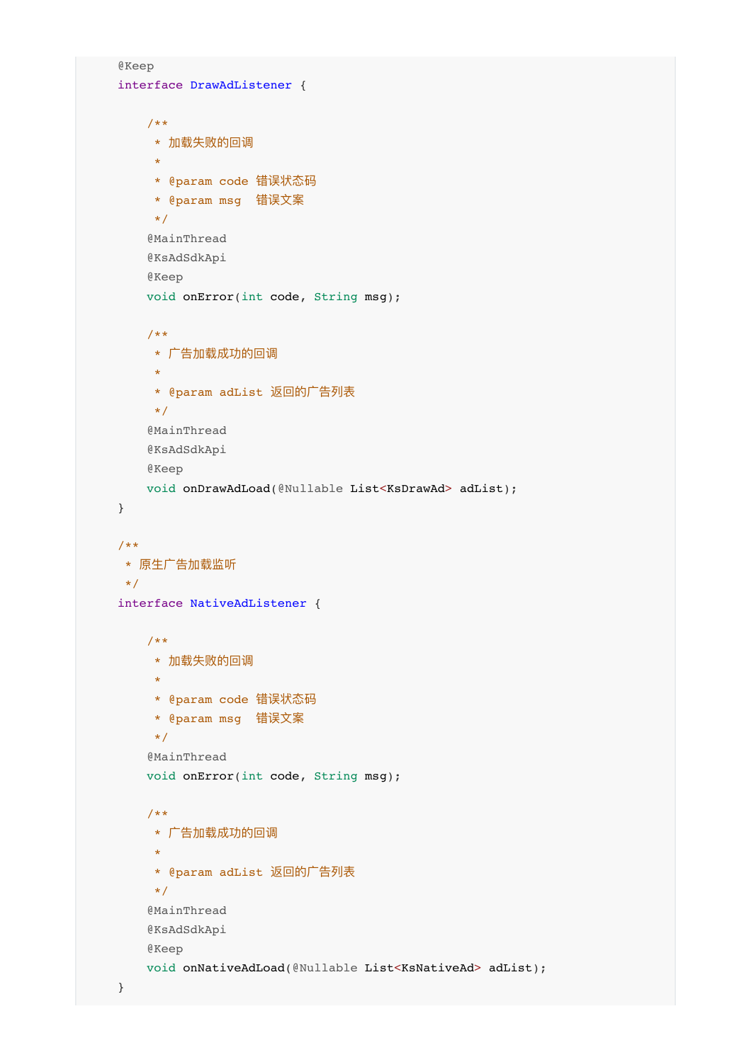```java
    @Keep
    interface DrawAdListener {

        /**
         * 加载失败的回调
         *
         * @param code 错误状态码
         * @param msg  错误文案
         */
        @MainThread
        @KsAdSdkApi
        @Keep
        void onError(int code, String msg);

        /**
         * 广告加载成功的回调
         *
         * @param adList 返回的广告列表
         */
        @MainThread
        @KsAdSdkApi
        @Keep
        void onDrawAdLoad(@Nullable List<KsDrawAd> adList);
    }

    /**
     * 原生广告加载监听
     */
    interface NativeAdListener {

        /**
         * 加载失败的回调
         *
         * @param code 错误状态码
         * @param msg  错误文案
         */
        @MainThread
        void onError(int code, String msg);

        /**
         * 广告加载成功的回调
         *
         * @param adList 返回的广告列表
         */
        @MainThread
        @KsAdSdkApi
        @Keep
        void onNativeAdLoad(@Nullable List<KsNativeAd> adList);
    }
```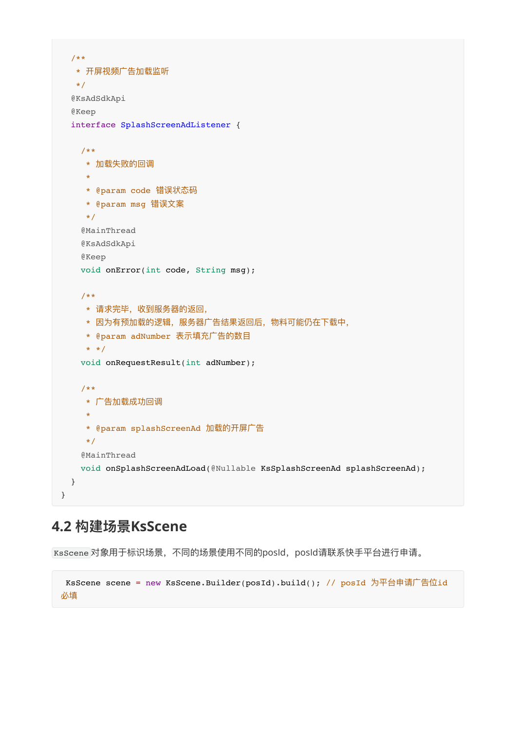```java
  /**
   * 开屏视频广告加载监听
   */
  @KsAdSdkApi
  @Keep
  interface SplashScreenAdListener {

    /**
     * 加载失败的回调
     *
     * @param code 错误状态码
     * @param msg 错误文案
     */
    @MainThread
    @KsAdSdkApi
    @Keep
    void onError(int code, String msg);

    /**
     * 请求完毕，收到服务器的返回，
     * 因为有预加载的逻辑，服务器广告结果返回后，物料可能仍在下载中，
     * @param adNumber 表示填充广告的数目
     * */
    void onRequestResult(int adNumber);

    /**
     * 广告加载成功回调
     *
     * @param splashScreenAd 加载的开屏广告
     */
    @MainThread
    void onSplashScreenAdLoad(@Nullable KsSplashScreenAd splashScreenAd);
  }
}
```

## 4.2 构建场景KsScene

`KsScene`对象用于标识场景，不同的场景使用不同的posId，posId请联系快手平台进行申请。

```java
KsScene scene = new KsScene.Builder(posId).build(); // posId 为平台申请广告位id 必填
```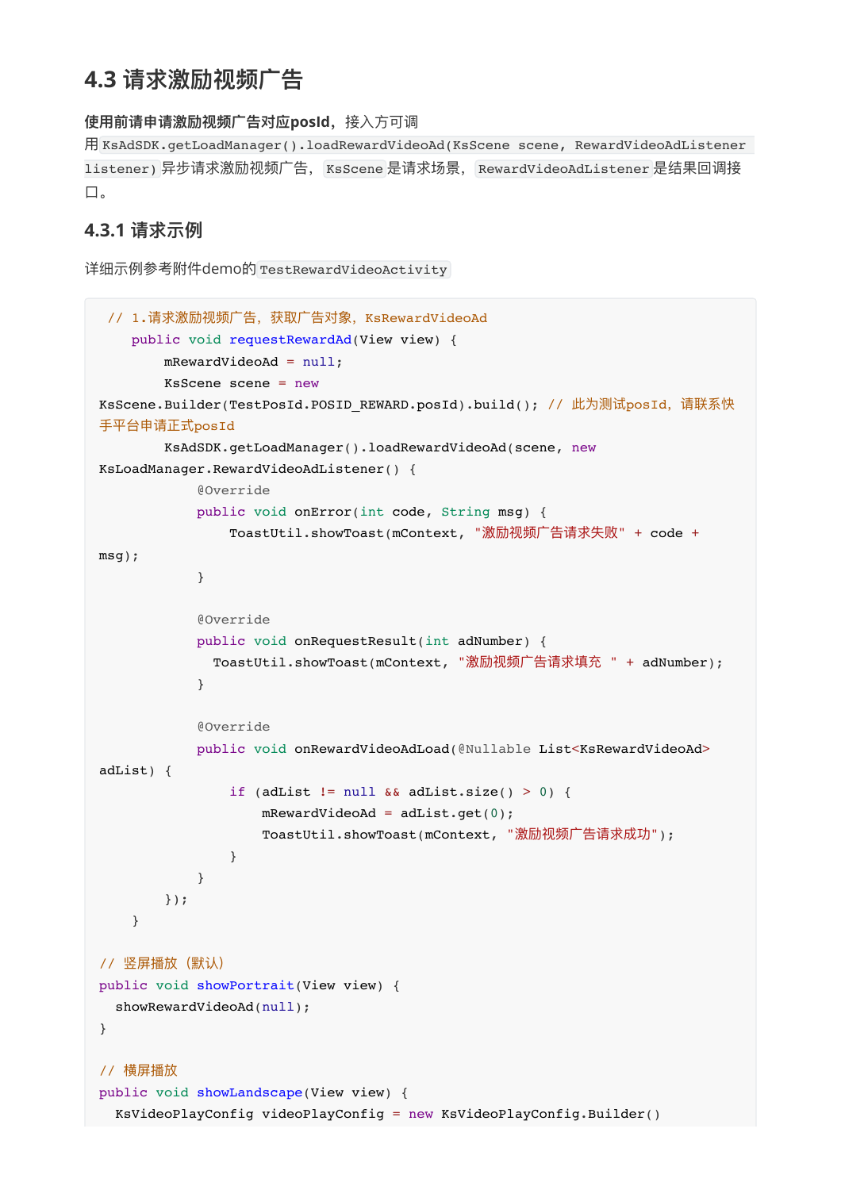## 4.3 请求激励视频广告

**使用前请申请激励视频广告对应posId**，接入方可调用 `KsAdSDK.getLoadManager().loadRewardVideoAd(KsScene scene, RewardVideoAdListener listener)` 异步请求激励视频广告，`KsScene` 是请求场景，`RewardVideoAdListener` 是结果回调接口。

### 4.3.1 请求示例

详细示例参考附件demo的 `TestRewardVideoActivity`

```
  // 1.请求激励视频广告，获取广告对象，KsRewardVideoAd
    public void requestRewardAd(View view) {
        mRewardVideoAd = null;
        KsScene scene = new
KsScene.Builder(TestPosId.POSID_REWARD.posId).build(); // 此为测试posId，请联系快手平台申请正式posId
        KsAdSDK.getLoadManager().loadRewardVideoAd(scene, new
KsLoadManager.RewardVideoAdListener() {
            @Override
            public void onError(int code, String msg) {
                ToastUtil.showToast(mContext, "激励视频广告请求失败" + code +
msg);
            }

            @Override
            public void onRequestResult(int adNumber) {
              ToastUtil.showToast(mContext, "激励视频广告请求填充 " + adNumber);
            }

            @Override
            public void onRewardVideoAdLoad(@Nullable List<KsRewardVideoAd>
adList) {
                if (adList != null && adList.size() > 0) {
                    mRewardVideoAd = adList.get(0);
                    ToastUtil.showToast(mContext, "激励视频广告请求成功");
                }
            }
        });
    }

// 竖屏播放（默认）
public void showPortrait(View view) {
  showRewardVideoAd(null);
}

// 横屏播放
public void showLandscape(View view) {
  KsVideoPlayConfig videoPlayConfig = new KsVideoPlayConfig.Builder()
```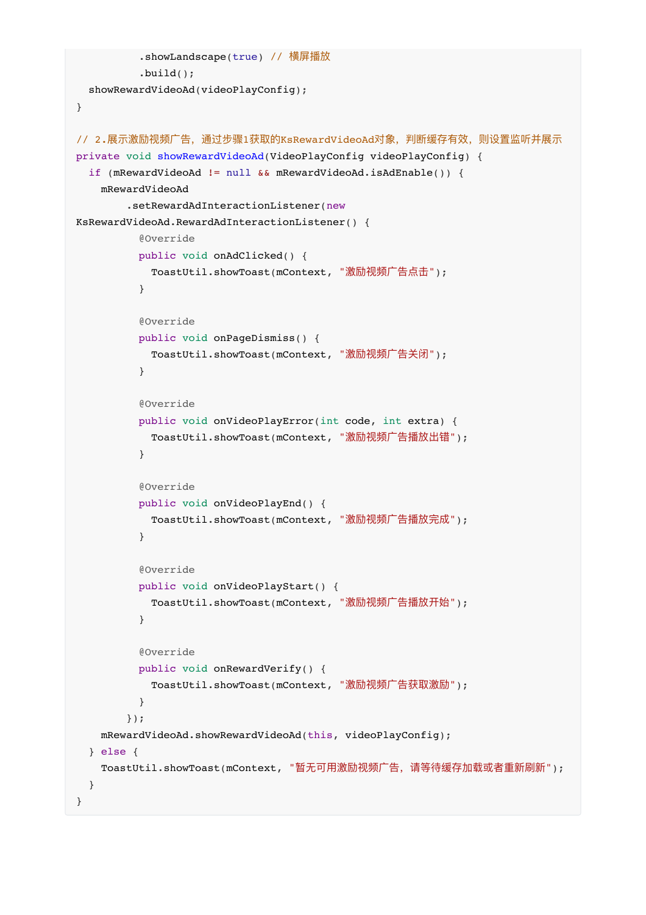```java
            .showLandscape(true) // 横屏播放
            .build();
    showRewardVideoAd(videoPlayConfig);
}

// 2.展示激励视频广告，通过步骤1获取的KsRewardVideoAd对象，判断缓存有效，则设置监听并展示
private void showRewardVideoAd(VideoPlayConfig videoPlayConfig) {
    if (mRewardVideoAd != null && mRewardVideoAd.isAdEnable()) {
        mRewardVideoAd
            .setRewardAdInteractionListener(new
KsRewardVideoAd.RewardAdInteractionListener() {
                @Override
                public void onAdClicked() {
                    ToastUtil.showToast(mContext, "激励视频广告点击");
                }

                @Override
                public void onPageDismiss() {
                    ToastUtil.showToast(mContext, "激励视频广告关闭");
                }

                @Override
                public void onVideoPlayError(int code, int extra) {
                    ToastUtil.showToast(mContext, "激励视频广告播放出错");
                }

                @Override
                public void onVideoPlayEnd() {
                    ToastUtil.showToast(mContext, "激励视频广告播放完成");
                }

                @Override
                public void onVideoPlayStart() {
                    ToastUtil.showToast(mContext, "激励视频广告播放开始");
                }

                @Override
                public void onRewardVerify() {
                    ToastUtil.showToast(mContext, "激励视频广告获取激励");
                }
            });
        mRewardVideoAd.showRewardVideoAd(this, videoPlayConfig);
    } else {
        ToastUtil.showToast(mContext, "暂无可用激励视频广告，请等待缓存加载或者重新刷新");
    }
}
```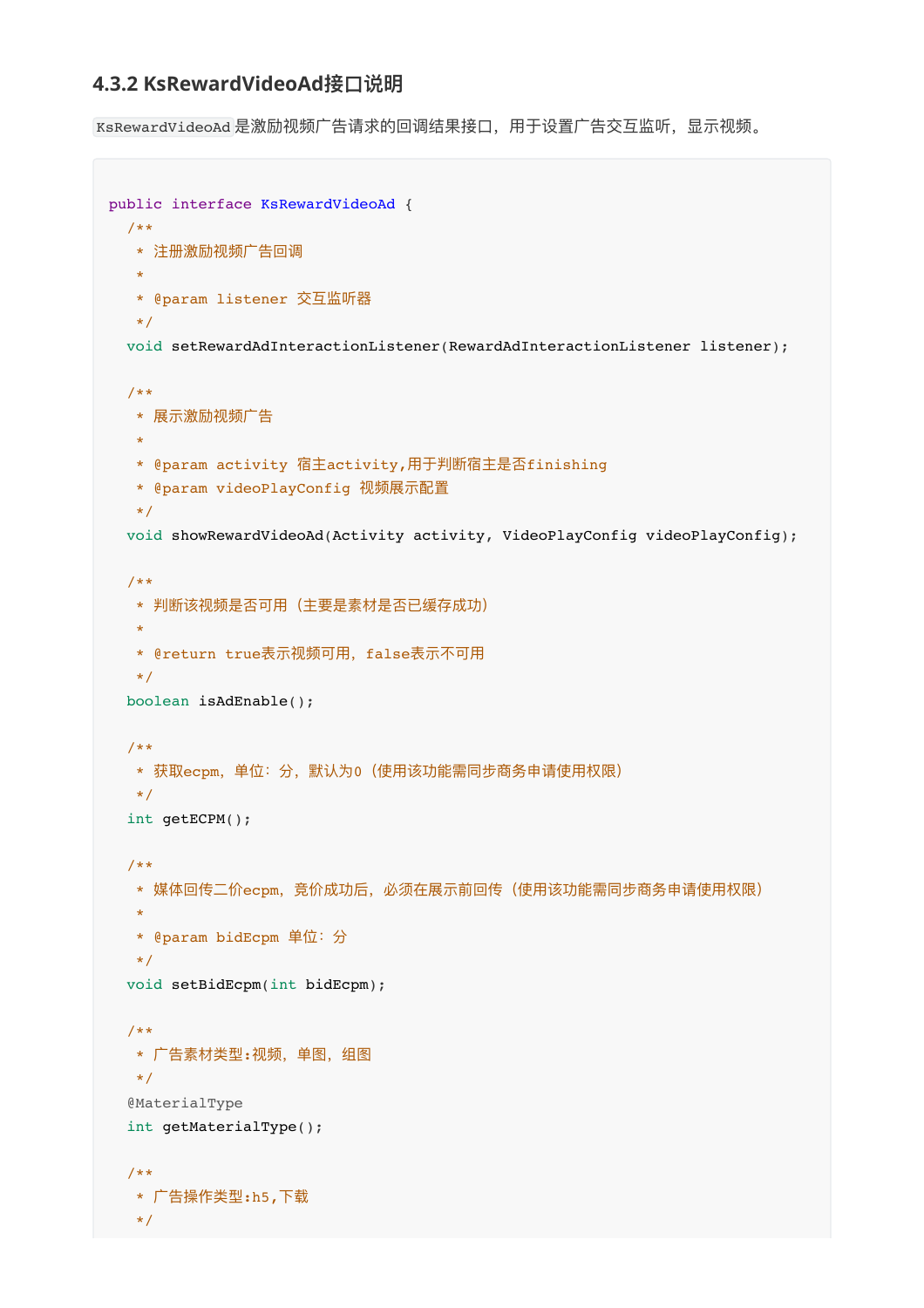### 4.3.2 KsRewardVideoAd接口说明

`KsRewardVideoAd`是激励视频广告请求的回调结果接口，用于设置广告交互监听，显示视频。

```
public interface KsRewardVideoAd {
  /**
   * 注册激励视频广告回调
   *
   * @param listener 交互监听器
   */
  void setRewardAdInteractionListener(RewardAdInteractionListener listener);

  /**
   * 展示激励视频广告
   *
   * @param activity 宿主activity,用于判断宿主是否finishing
   * @param videoPlayConfig 视频展示配置
   */
  void showRewardVideoAd(Activity activity, VideoPlayConfig videoPlayConfig);

  /**
   * 判断该视频是否可用（主要是素材是否已缓存成功）
   *
   * @return true表示视频可用，false表示不可用
   */
  boolean isAdEnable();

  /**
   * 获取ecpm，单位：分，默认为0（使用该功能需同步商务申请使用权限）
   */
  int getECPM();

  /**
   * 媒体回传二价ecpm，竞价成功后，必须在展示前回传（使用该功能需同步商务申请使用权限）
   *
   * @param bidEcpm 单位：分
   */
  void setBidEcpm(int bidEcpm);

  /**
   * 广告素材类型:视频，单图，组图
   */
  @MaterialType
  int getMaterialType();

  /**
   * 广告操作类型:h5,下载
   */
```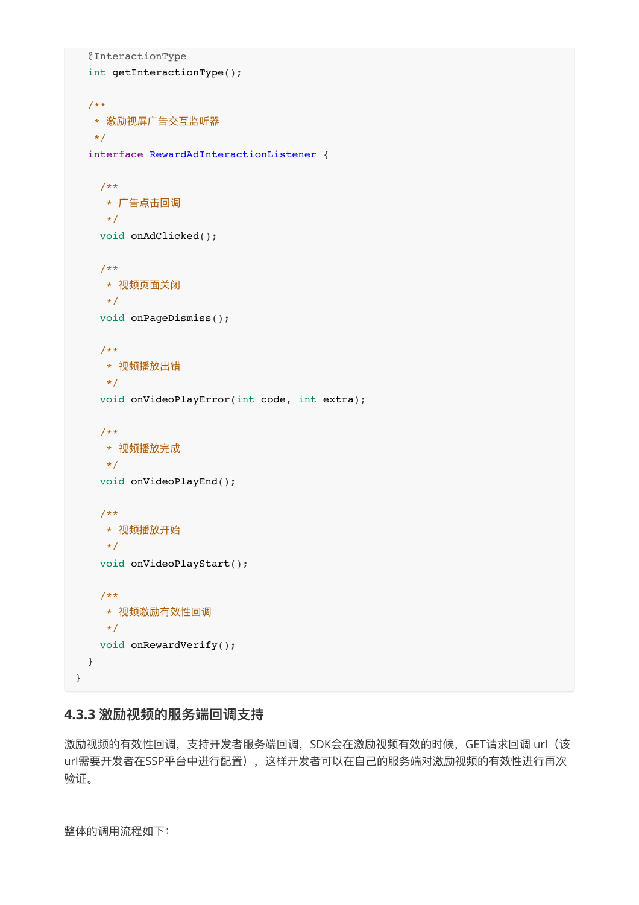```java
    @InteractionType
    int getInteractionType();

    /**
     * 激励视屏广告交互监听器
     */
    interface RewardAdInteractionListener {

      /**
       * 广告点击回调
       */
      void onAdClicked();

      /**
       * 视频页面关闭
       */
      void onPageDismiss();

      /**
       * 视频播放出错
       */
      void onVideoPlayError(int code, int extra);

      /**
       * 视频播放完成
       */
      void onVideoPlayEnd();

      /**
       * 视频播放开始
       */
      void onVideoPlayStart();

      /**
       * 视频激励有效性回调
       */
      void onRewardVerify();
    }
}
```

### 4.3.3 激励视频的服务端回调支持

激励视频的有效性回调，支持开发者服务端回调，SDK会在激励视频有效的时候，GET请求回调 url（该url需要开发者在SSP平台中进行配置），这样开发者可以在自己的服务端对激励视频的有效性进行再次验证。

整体的调用流程如下：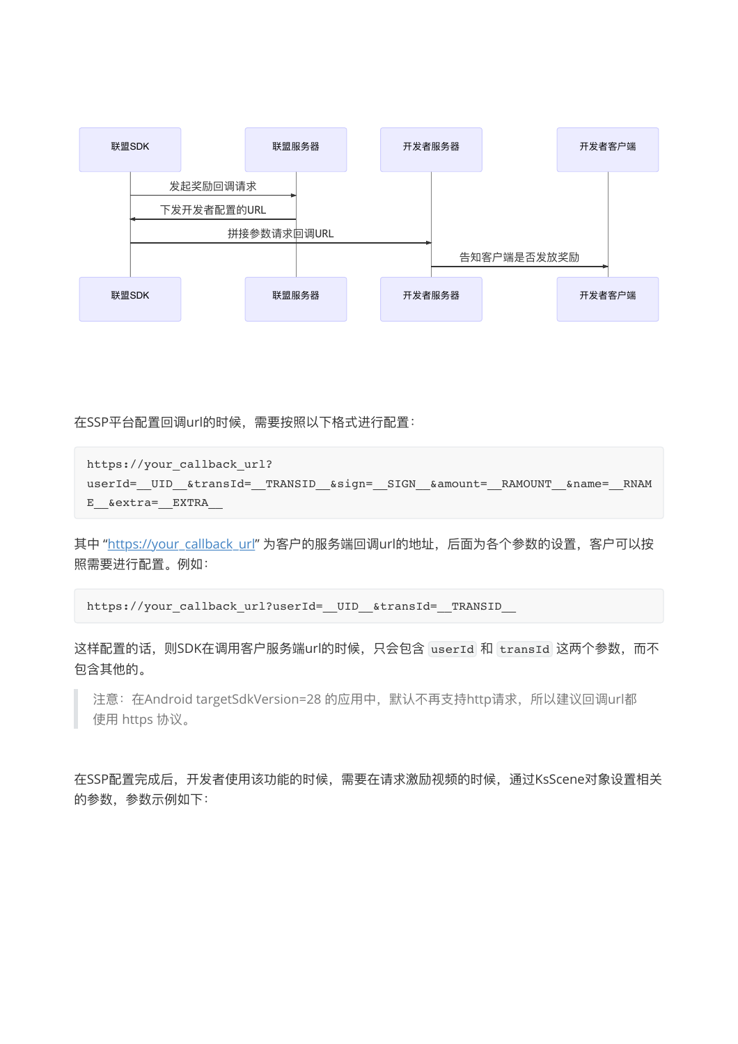```mermaid
sequenceDiagram
    participant 联盟SDK
    participant 联盟服务器
    participant 开发者服务器
    participant 开发者客户端
    联盟SDK->>联盟服务器: 发起奖励回调请求
    联盟服务器->>联盟SDK: 下发开发者配置的URL
    联盟SDK->>开发者服务器: 拼接参数请求回调URL
    开发者服务器->>开发者客户端: 告知客户端是否发放奖励
```

在SSP平台配置回调url的时候，需要按照以下格式进行配置：

```
https://your_callback_url?userId=__UID__&transId=__TRANSID__&sign=__SIGN__&amount=__RAMOUNT__&name=__RNAME__&extra=__EXTRA__
```

其中 “https://your_callback_url” 为客户的服务端回调url的地址，后面为各个参数的设置，客户可以按照需要进行配置。例如：

```
https://your_callback_url?userId=__UID__&transId=__TRANSID__
```

这样配置的话，则SDK在调用客户服务端url的时候，只会包含 `userId` 和 `transId` 这两个参数，而不包含其他的。

> 注意：在Android targetSdkVersion=28 的应用中，默认不再支持http请求，所以建议回调url都使用 https 协议。

在SSP配置完成后，开发者使用该功能的时候，需要在请求激励视频的时候，通过KsScene对象设置相关的参数，参数示例如下：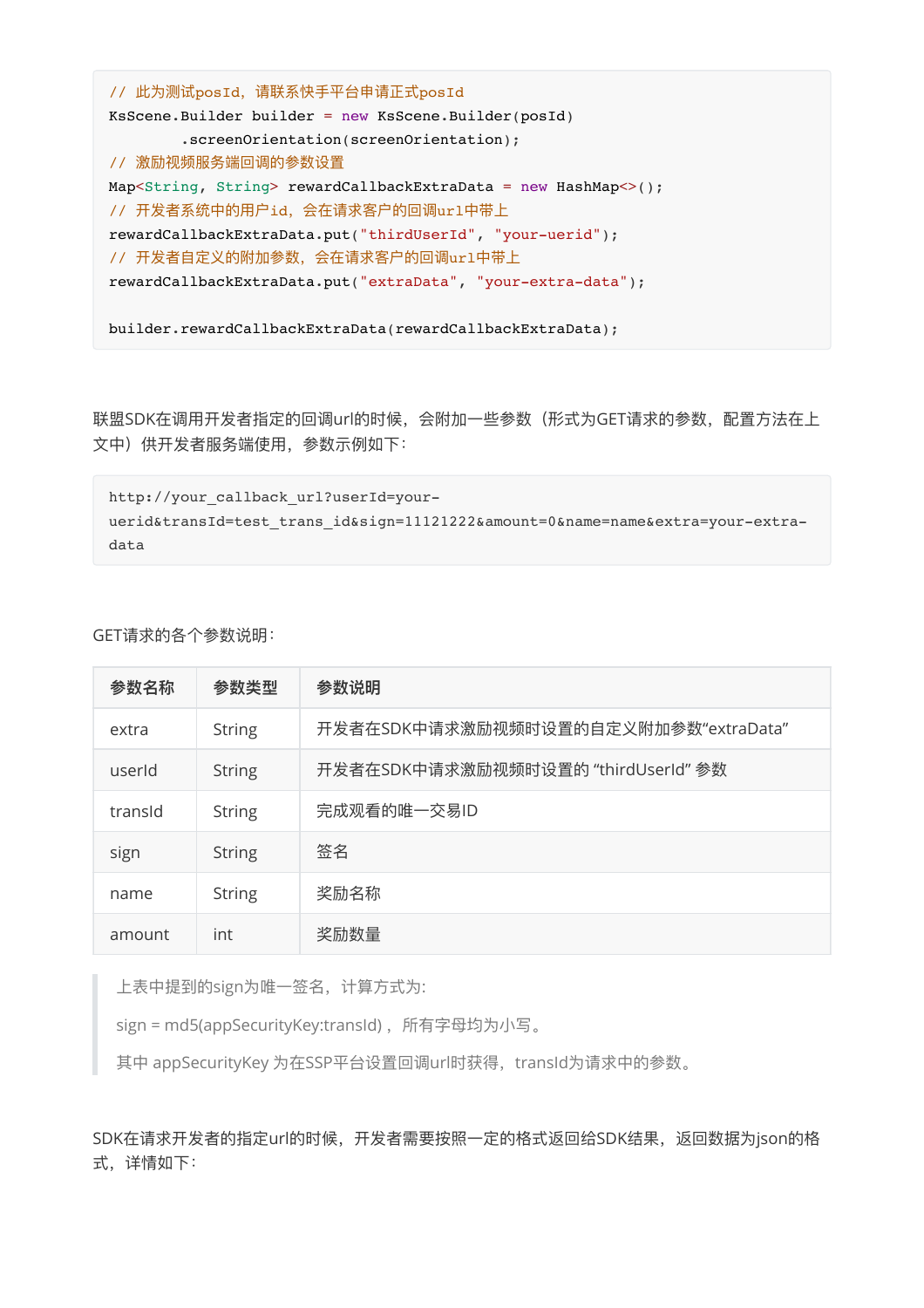```
// 此为测试posId，请联系快手平台申请正式posId
KsScene.Builder builder = new KsScene.Builder(posId)
        .screenOrientation(screenOrientation);
// 激励视频服务端回调的参数设置
Map<String, String> rewardCallbackExtraData = new HashMap<>();
// 开发者系统中的用户id，会在请求客户的回调url中带上
rewardCallbackExtraData.put("thirdUserId", "your-uerid");
// 开发者自定义的附加参数，会在请求客户的回调url中带上
rewardCallbackExtraData.put("extraData", "your-extra-data");

builder.rewardCallbackExtraData(rewardCallbackExtraData);
```

联盟SDK在调用开发者指定的回调url的时候，会附加一些参数（形式为GET请求的参数，配置方法在上文中）供开发者服务端使用，参数示例如下：

```
http://your_callback_url?userId=your-uerid&transId=test_trans_id&sign=11121222&amount=0&name=name&extra=your-extra-data
```

GET请求的各个参数说明：

| 参数名称 | 参数类型 | 参数说明 |
| --- | --- | --- |
| extra | String | 开发者在SDK中请求激励视频时设置的自定义附加参数“extraData” |
| userId | String | 开发者在SDK中请求激励视频时设置的 “thirdUserId” 参数 |
| transId | String | 完成观看的唯一交易ID |
| sign | String | 签名 |
| name | String | 奖励名称 |
| amount | int | 奖励数量 |

> 上表中提到的sign为唯一签名，计算方式为:
>
> sign = md5(appSecurityKey:transId)， 所有字母均为小写。
>
> 其中 appSecurityKey 为在SSP平台设置回调url时获得，transId为请求中的参数。

SDK在请求开发者的指定url的时候，开发者需要按照一定的格式返回给SDK结果，返回数据为json的格式，详情如下：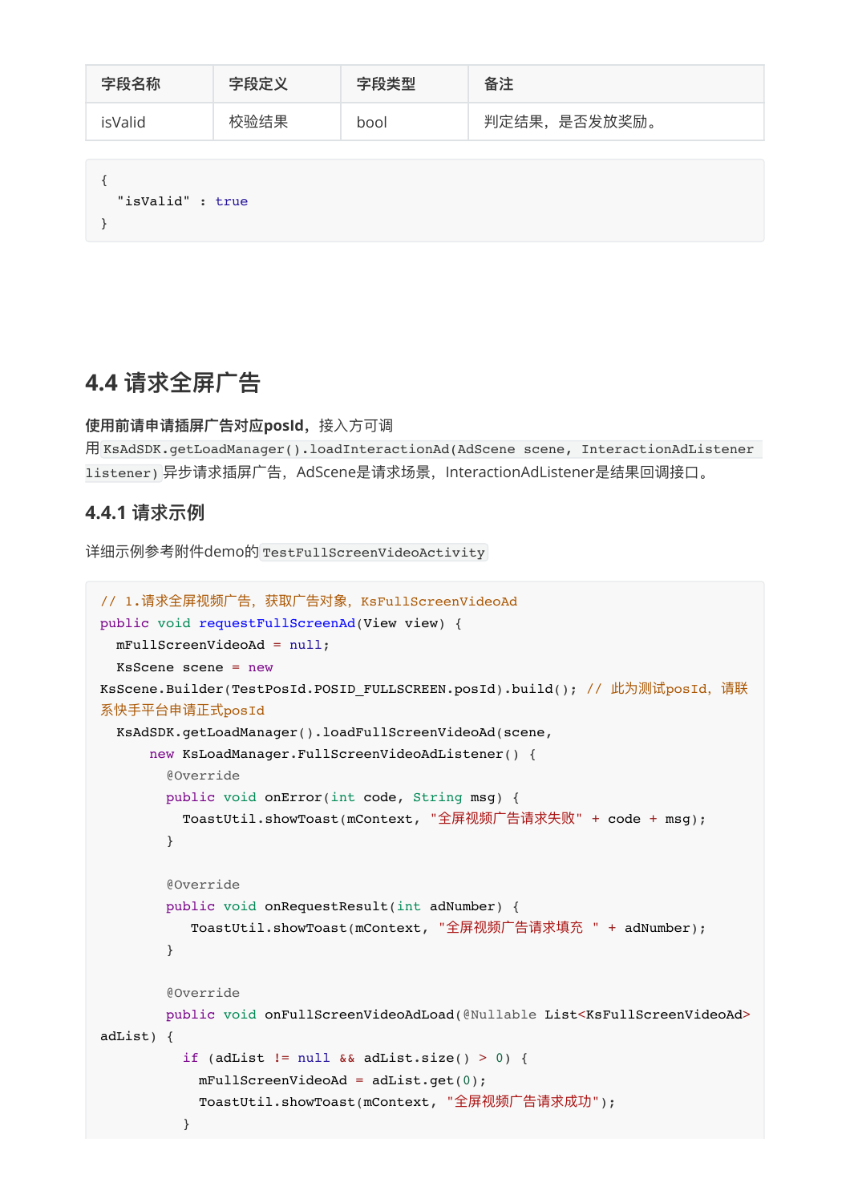| 字段名称 | 字段定义 | 字段类型 | 备注 |
| --- | --- | --- | --- |
| isValid | 校验结果 | bool | 判定结果，是否发放奖励。 |

```
{
  "isValid" : true
}
```

## 4.4 请求全屏广告

**使用前请申请插屏广告对应posId**，接入方可调用`KsAdSDK.getLoadManager().loadInteractionAd(AdScene scene, InteractionAdListener listener)`异步请求插屏广告，AdScene是请求场景，InteractionAdListener是结果回调接口。

### 4.4.1 请求示例

详细示例参考附件demo的`TestFullScreenVideoActivity`

```
// 1.请求全屏视频广告，获取广告对象，KsFullScreenVideoAd
public void requestFullScreenAd(View view) {
  mFullScreenVideoAd = null;
  KsScene scene = new
KsScene.Builder(TestPosId.POSID_FULLSCREEN.posId).build(); // 此为测试posId，请联系快手平台申请正式posId
  KsAdSDK.getLoadManager().loadFullScreenVideoAd(scene,
      new KsLoadManager.FullScreenVideoAdListener() {
        @Override
        public void onError(int code, String msg) {
          ToastUtil.showToast(mContext, "全屏视频广告请求失败" + code + msg);
        }

        @Override
        public void onRequestResult(int adNumber) {
           ToastUtil.showToast(mContext, "全屏视频广告请求填充 " + adNumber);
        }

        @Override
        public void onFullScreenVideoAdLoad(@Nullable List<KsFullScreenVideoAd>
adList) {
          if (adList != null && adList.size() > 0) {
            mFullScreenVideoAd = adList.get(0);
            ToastUtil.showToast(mContext, "全屏视频广告请求成功");
          }
```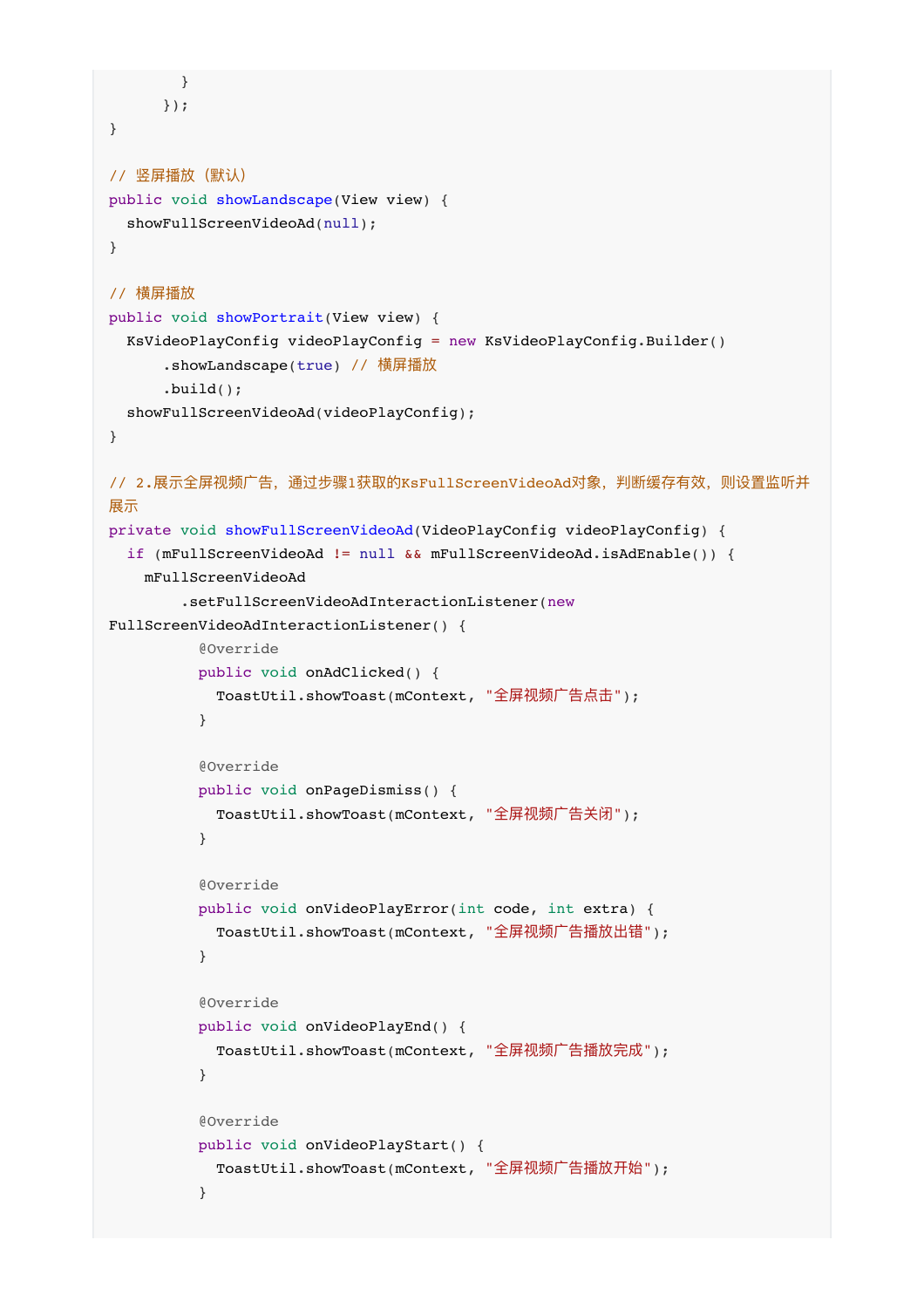```java
        }
      });
}

// 竖屏播放（默认）
public void showLandscape(View view) {
  showFullScreenVideoAd(null);
}

// 横屏播放
public void showPortrait(View view) {
  KsVideoPlayConfig videoPlayConfig = new KsVideoPlayConfig.Builder()
      .showLandscape(true) // 横屏播放
      .build();
  showFullScreenVideoAd(videoPlayConfig);
}

// 2.展示全屏视频广告，通过步骤1获取的KsFullScreenVideoAd对象，判断缓存有效，则设置监听并展示
private void showFullScreenVideoAd(VideoPlayConfig videoPlayConfig) {
  if (mFullScreenVideoAd != null && mFullScreenVideoAd.isAdEnable()) {
    mFullScreenVideoAd
        .setFullScreenVideoAdInteractionListener(new
FullScreenVideoAdInteractionListener() {
          @Override
          public void onAdClicked() {
            ToastUtil.showToast(mContext, "全屏视频广告点击");
          }

          @Override
          public void onPageDismiss() {
            ToastUtil.showToast(mContext, "全屏视频广告关闭");
          }

          @Override
          public void onVideoPlayError(int code, int extra) {
            ToastUtil.showToast(mContext, "全屏视频广告播放出错");
          }

          @Override
          public void onVideoPlayEnd() {
            ToastUtil.showToast(mContext, "全屏视频广告播放完成");
          }

          @Override
          public void onVideoPlayStart() {
            ToastUtil.showToast(mContext, "全屏视频广告播放开始");
          }
```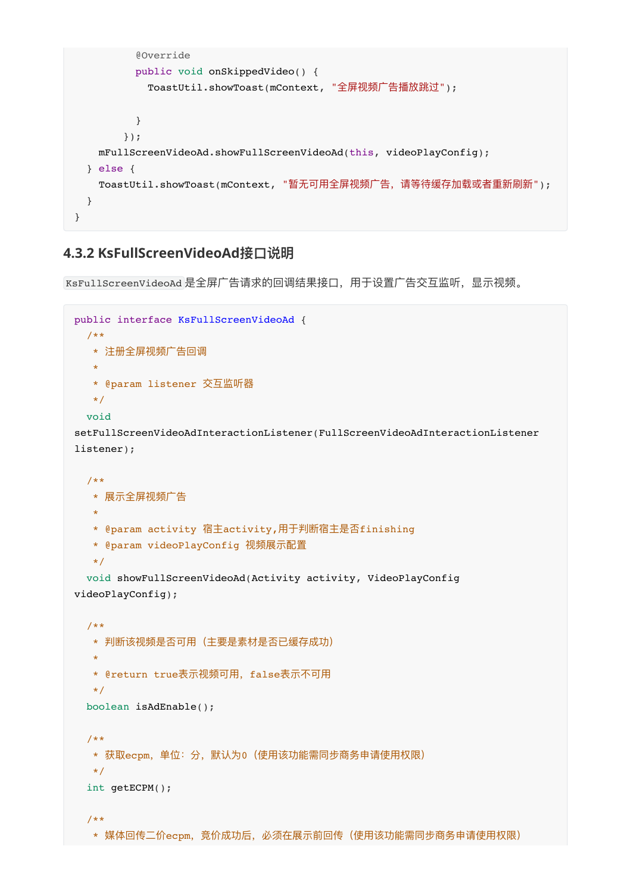```
            @Override
            public void onSkippedVideo() {
              ToastUtil.showToast(mContext, "全屏视频广告播放跳过");

            }
          });
      mFullScreenVideoAd.showFullScreenVideoAd(this, videoPlayConfig);
    } else {
      ToastUtil.showToast(mContext, "暂无可用全屏视频广告，请等待缓存加载或者重新刷新");
    }
}
```

### 4.3.2 KsFullScreenVideoAd接口说明

`KsFullScreenVideoAd`是全屏广告请求的回调结果接口，用于设置广告交互监听，显示视频。

```
public interface KsFullScreenVideoAd {
  /**
   * 注册全屏视频广告回调
   *
   * @param listener 交互监听器
   */
  void
setFullScreenVideoAdInteractionListener(FullScreenVideoAdInteractionListener
listener);

  /**
   * 展示全屏视频广告
   *
   * @param activity 宿主activity,用于判断宿主是否finishing
   * @param videoPlayConfig 视频展示配置
   */
  void showFullScreenVideoAd(Activity activity, VideoPlayConfig
videoPlayConfig);

  /**
   * 判断该视频是否可用（主要是素材是否已缓存成功）
   *
   * @return true表示视频可用，false表示不可用
   */
  boolean isAdEnable();

  /**
   * 获取ecpm，单位：分，默认为0（使用该功能需同步商务申请使用权限）
   */
  int getECPM();

  /**
   * 媒体回传二价ecpm，竞价成功后，必须在展示前回传（使用该功能需同步商务申请使用权限）
```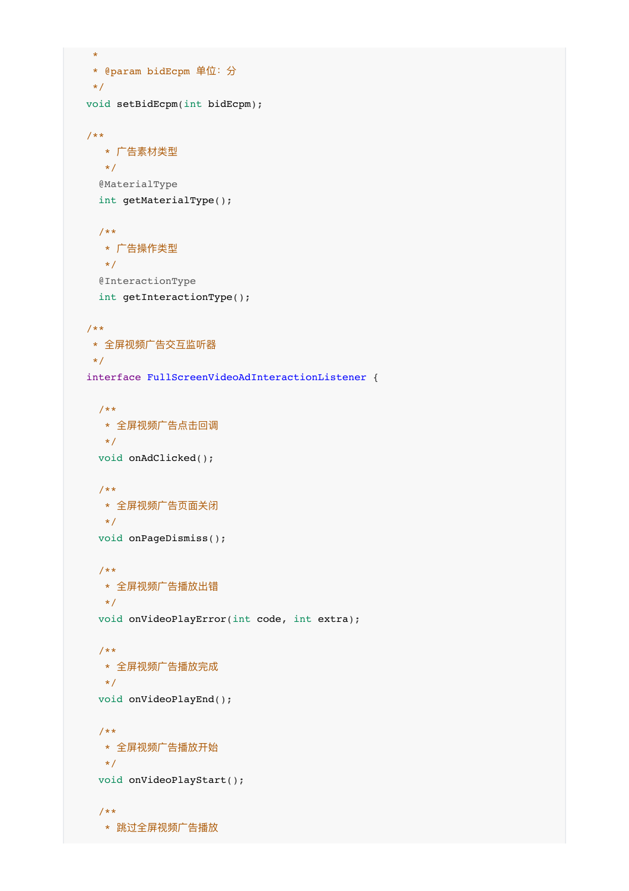```
     *
     * @param bidEcpm 单位：分
     */
    void setBidEcpm(int bidEcpm);

    /**
       * 广告素材类型
       */
      @MaterialType
      int getMaterialType();

      /**
       * 广告操作类型
       */
      @InteractionType
      int getInteractionType();

    /**
     * 全屏视频广告交互监听器
     */
    interface FullScreenVideoAdInteractionListener {

      /**
       * 全屏视频广告点击回调
       */
      void onAdClicked();

      /**
       * 全屏视频广告页面关闭
       */
      void onPageDismiss();

      /**
       * 全屏视频广告播放出错
       */
      void onVideoPlayError(int code, int extra);

      /**
       * 全屏视频广告播放完成
       */
      void onVideoPlayEnd();

      /**
       * 全屏视频广告播放开始
       */
      void onVideoPlayStart();

      /**
       * 跳过全屏视频广告播放
```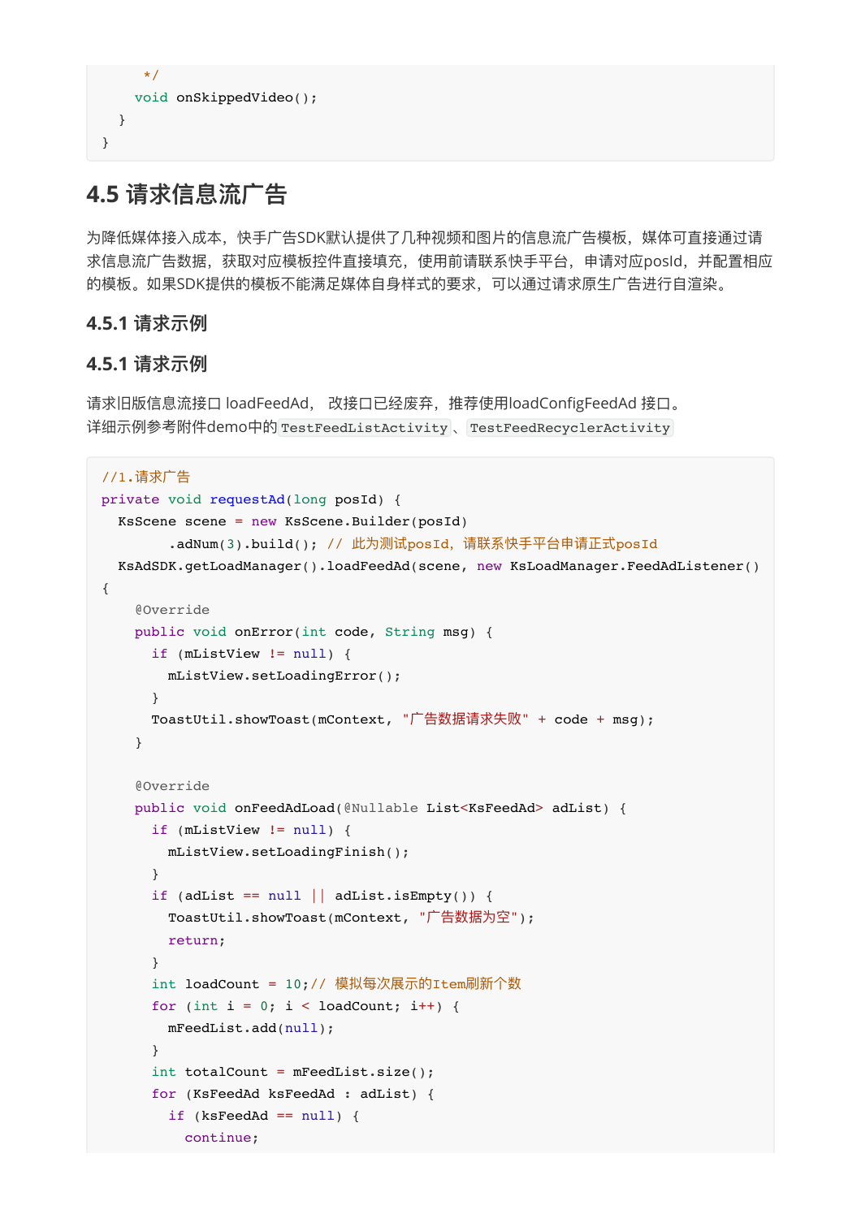```
     */
    void onSkippedVideo();
  }
}
```

## 4.5 请求信息流广告

为降低媒体接入成本，快手广告SDK默认提供了几种视频和图片的信息流广告模板，媒体可直接通过请求信息流广告数据，获取对应模板控件直接填充，使用前请联系快手平台，申请对应posId，并配置相应的模板。如果SDK提供的模板不能满足媒体自身样式的要求，可以通过请求原生广告进行自渲染。

### 4.5.1 请求示例

### 4.5.1 请求示例

请求旧版信息流接口 loadFeedAd， 改接口已经废弃，推荐使用loadConfigFeedAd 接口。
详细示例参考附件demo中的`TestFeedListActivity`、`TestFeedRecyclerActivity`

```
//1.请求广告
private void requestAd(long posId) {
  KsScene scene = new KsScene.Builder(posId)
        .adNum(3).build(); // 此为测试posId，请联系快手平台申请正式posId
  KsAdSDK.getLoadManager().loadFeedAd(scene, new KsLoadManager.FeedAdListener()
{
    @Override
    public void onError(int code, String msg) {
      if (mListView != null) {
        mListView.setLoadingError();
      }
      ToastUtil.showToast(mContext, "广告数据请求失败" + code + msg);
    }

    @Override
    public void onFeedAdLoad(@Nullable List<KsFeedAd> adList) {
      if (mListView != null) {
        mListView.setLoadingFinish();
      }
      if (adList == null || adList.isEmpty()) {
        ToastUtil.showToast(mContext, "广告数据为空");
        return;
      }
      int loadCount = 10;// 模拟每次展示的Item刷新个数
      for (int i = 0; i < loadCount; i++) {
        mFeedList.add(null);
      }
      int totalCount = mFeedList.size();
      for (KsFeedAd ksFeedAd : adList) {
        if (ksFeedAd == null) {
          continue;
```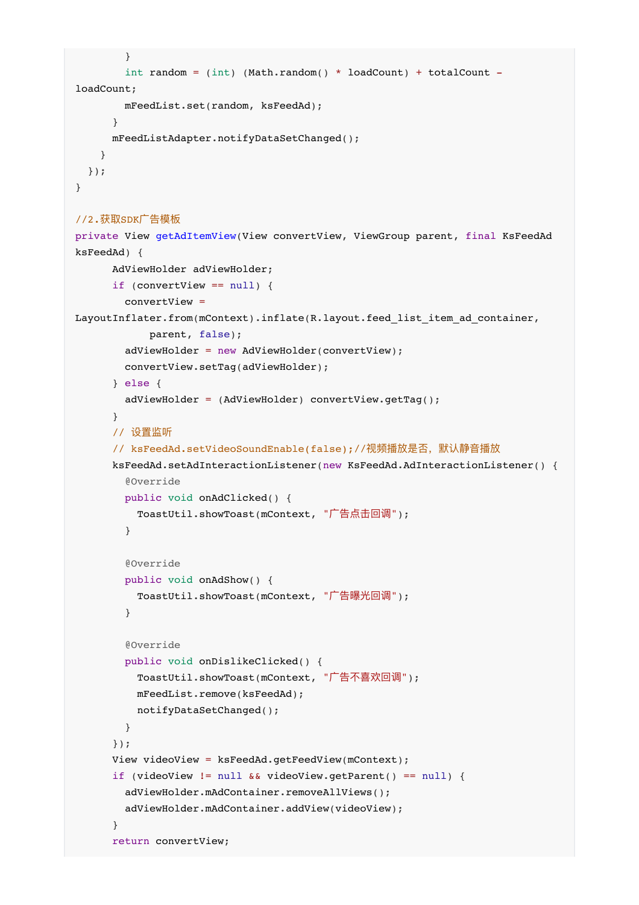```java
        }
        int random = (int) (Math.random() * loadCount) + totalCount -
loadCount;
        mFeedList.set(random, ksFeedAd);
      }
      mFeedListAdapter.notifyDataSetChanged();
    }
  });
}

//2.获取SDK广告模板
private View getAdItemView(View convertView, ViewGroup parent, final KsFeedAd
ksFeedAd) {
      AdViewHolder adViewHolder;
      if (convertView == null) {
        convertView =
LayoutInflater.from(mContext).inflate(R.layout.feed_list_item_ad_container,
            parent, false);
        adViewHolder = new AdViewHolder(convertView);
        convertView.setTag(adViewHolder);
      } else {
        adViewHolder = (AdViewHolder) convertView.getTag();
      }
      // 设置监听
      // ksFeedAd.setVideoSoundEnable(false);//视频播放是否，默认静音播放
      ksFeedAd.setAdInteractionListener(new KsFeedAd.AdInteractionListener() {
        @Override
        public void onAdClicked() {
          ToastUtil.showToast(mContext, "广告点击回调");
        }

        @Override
        public void onAdShow() {
          ToastUtil.showToast(mContext, "广告曝光回调");
        }

        @Override
        public void onDislikeClicked() {
          ToastUtil.showToast(mContext, "广告不喜欢回调");
          mFeedList.remove(ksFeedAd);
          notifyDataSetChanged();
        }
      });
      View videoView = ksFeedAd.getFeedView(mContext);
      if (videoView != null && videoView.getParent() == null) {
        adViewHolder.mAdContainer.removeAllViews();
        adViewHolder.mAdContainer.addView(videoView);
      }
      return convertView;
```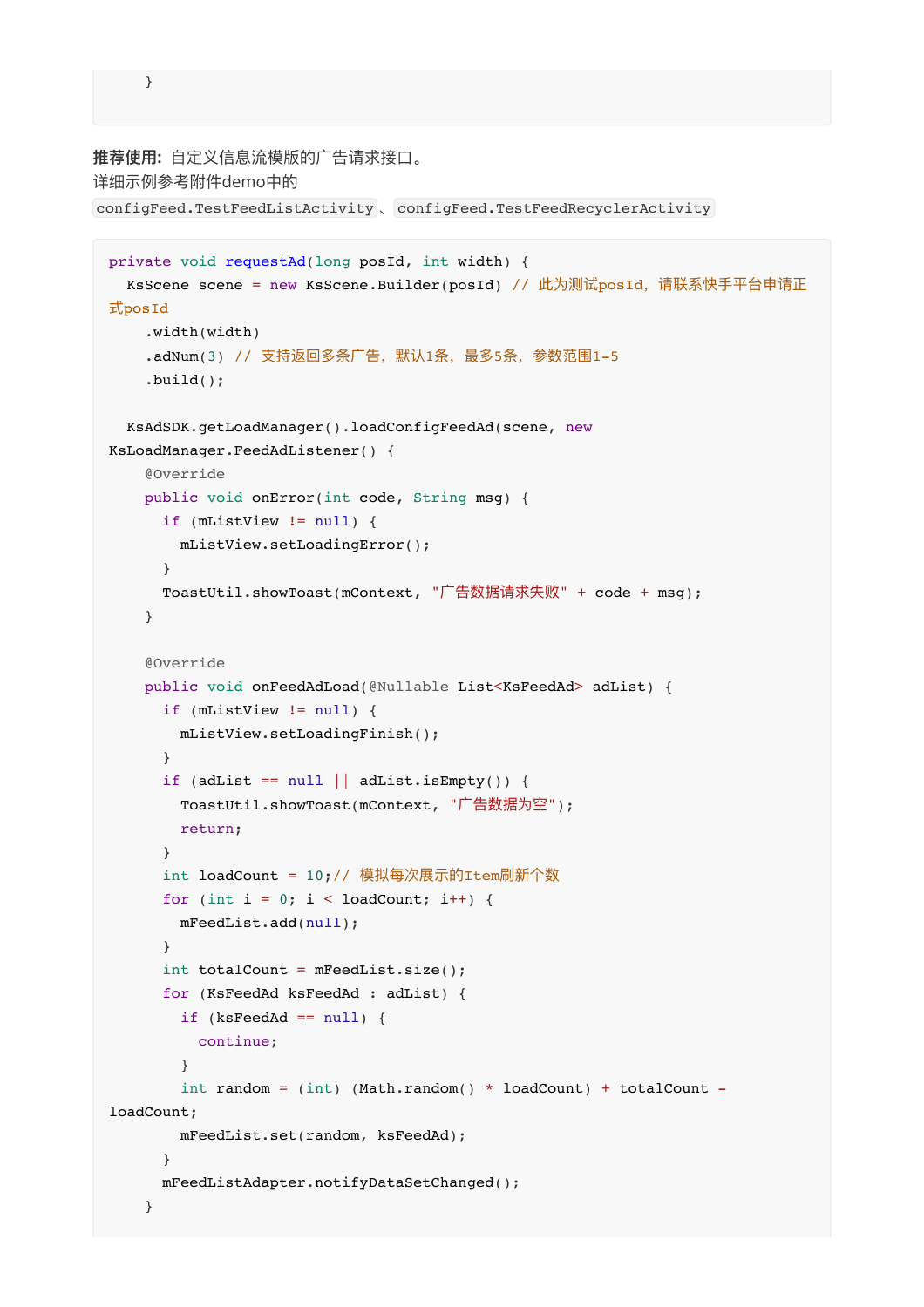```
    }
```

**推荐使用:** 自定义信息流模版的广告请求接口。
详细示例参考附件demo中的 `configFeed.TestFeedListActivity`、`configFeed.TestFeedRecyclerActivity`

```
private void requestAd(long posId, int width) {
  KsScene scene = new KsScene.Builder(posId) // 此为测试posId，请联系快手平台申请正式posId
      .width(width)
      .adNum(3) // 支持返回多条广告，默认1条，最多5条，参数范围1-5
      .build();

  KsAdSDK.getLoadManager().loadConfigFeedAd(scene, new KsLoadManager.FeedAdListener() {
    @Override
    public void onError(int code, String msg) {
      if (mListView != null) {
        mListView.setLoadingError();
      }
      ToastUtil.showToast(mContext, "广告数据请求失败" + code + msg);
    }

    @Override
    public void onFeedAdLoad(@Nullable List<KsFeedAd> adList) {
      if (mListView != null) {
        mListView.setLoadingFinish();
      }
      if (adList == null || adList.isEmpty()) {
        ToastUtil.showToast(mContext, "广告数据为空");
        return;
      }
      int loadCount = 10;// 模拟每次展示的Item刷新个数
      for (int i = 0; i < loadCount; i++) {
        mFeedList.add(null);
      }
      int totalCount = mFeedList.size();
      for (KsFeedAd ksFeedAd : adList) {
        if (ksFeedAd == null) {
          continue;
        }
        int random = (int) (Math.random() * loadCount) + totalCount - loadCount;
        mFeedList.set(random, ksFeedAd);
      }
      mFeedListAdapter.notifyDataSetChanged();
    }
```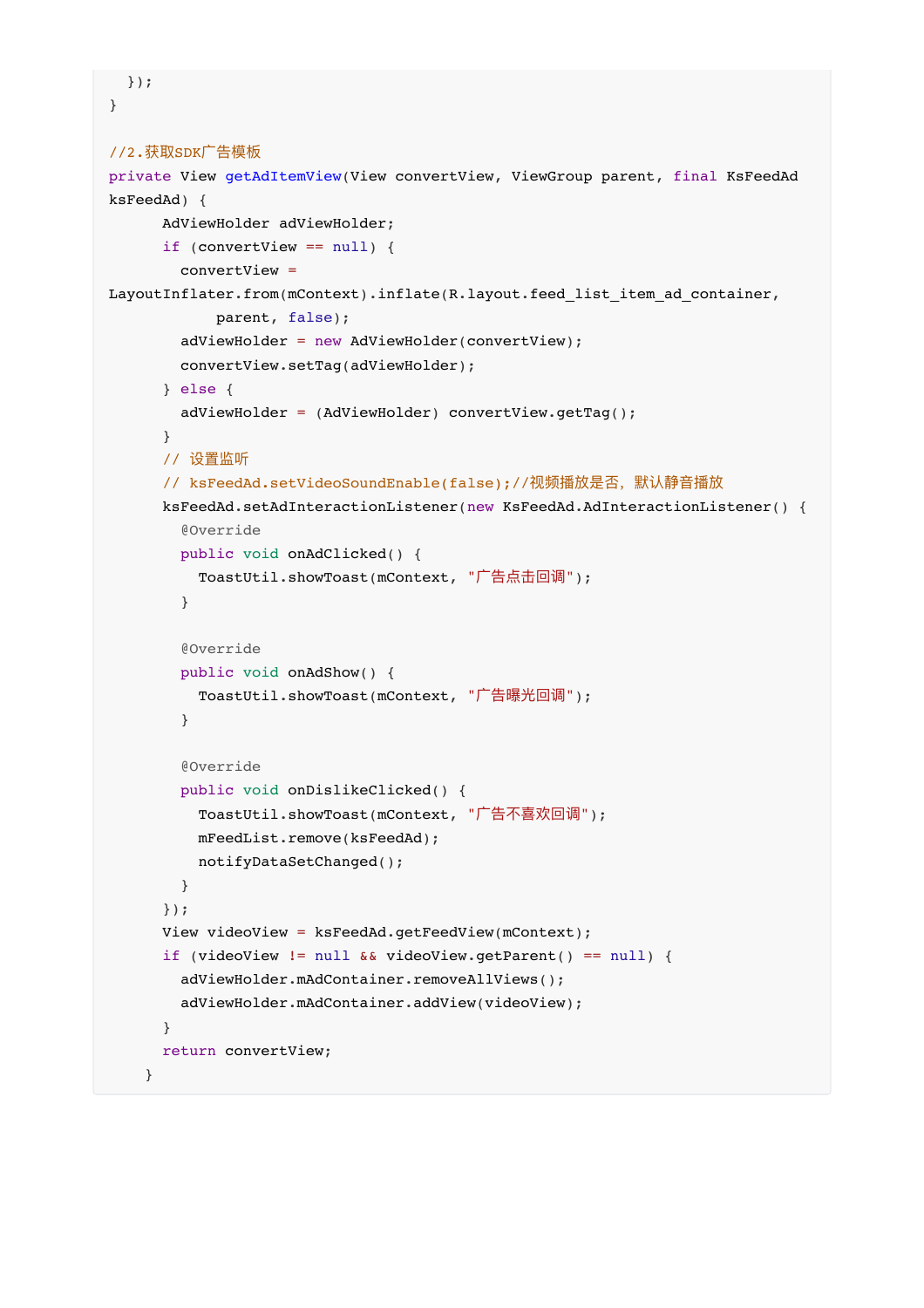```java
  });
}

//2.获取SDK广告模板
private View getAdItemView(View convertView, ViewGroup parent, final KsFeedAd
ksFeedAd) {
      AdViewHolder adViewHolder;
      if (convertView == null) {
        convertView =
LayoutInflater.from(mContext).inflate(R.layout.feed_list_item_ad_container,
            parent, false);
        adViewHolder = new AdViewHolder(convertView);
        convertView.setTag(adViewHolder);
      } else {
        adViewHolder = (AdViewHolder) convertView.getTag();
      }
      // 设置监听
      // ksFeedAd.setVideoSoundEnable(false);//视频播放是否，默认静音播放
      ksFeedAd.setAdInteractionListener(new KsFeedAd.AdInteractionListener() {
        @Override
        public void onAdClicked() {
          ToastUtil.showToast(mContext, "广告点击回调");
        }

        @Override
        public void onAdShow() {
          ToastUtil.showToast(mContext, "广告曝光回调");
        }

        @Override
        public void onDislikeClicked() {
          ToastUtil.showToast(mContext, "广告不喜欢回调");
          mFeedList.remove(ksFeedAd);
          notifyDataSetChanged();
        }
      });
      View videoView = ksFeedAd.getFeedView(mContext);
      if (videoView != null && videoView.getParent() == null) {
        adViewHolder.mAdContainer.removeAllViews();
        adViewHolder.mAdContainer.addView(videoView);
      }
      return convertView;
    }
```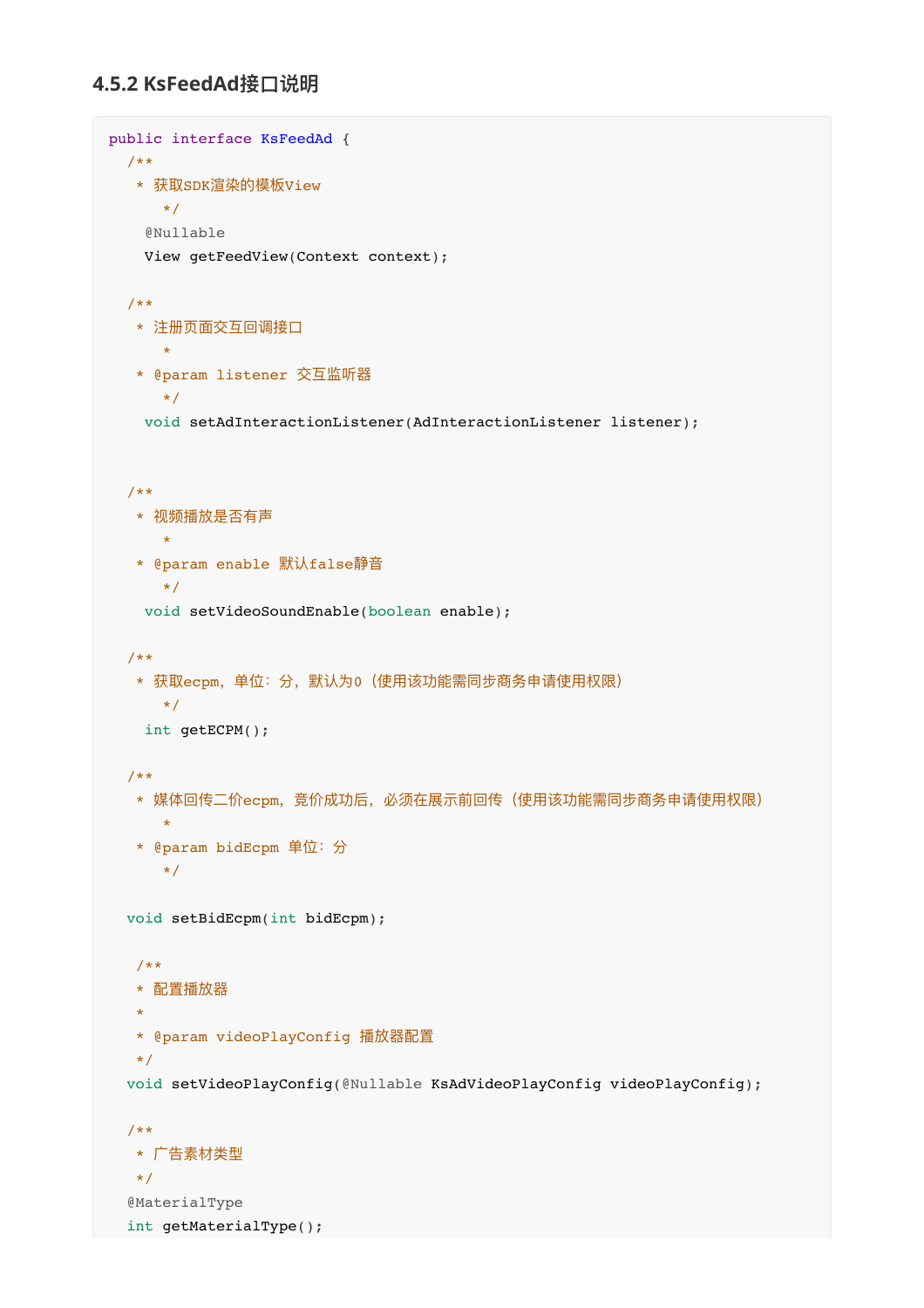### 4.5.2 KsFeedAd接口说明

```
public interface KsFeedAd {
  /**
   * 获取SDK渲染的模板View
      */
    @Nullable
    View getFeedView(Context context);

  /**
   * 注册页面交互回调接口
      *
   * @param listener 交互监听器
      */
    void setAdInteractionListener(AdInteractionListener listener);


  /**
   * 视频播放是否有声
      *
   * @param enable 默认false静音
      */
    void setVideoSoundEnable(boolean enable);

  /**
   * 获取ecpm，单位：分，默认为0（使用该功能需同步商务申请使用权限）
      */
    int getECPM();

  /**
   * 媒体回传二价ecpm，竞价成功后，必须在展示前回传（使用该功能需同步商务申请使用权限）
      *
   * @param bidEcpm 单位：分
      */

  void setBidEcpm(int bidEcpm);

   /**
   * 配置播放器
   *
   * @param videoPlayConfig 播放器配置
   */
  void setVideoPlayConfig(@Nullable KsAdVideoPlayConfig videoPlayConfig);

  /**
   * 广告素材类型
   */
  @MaterialType
  int getMaterialType();
```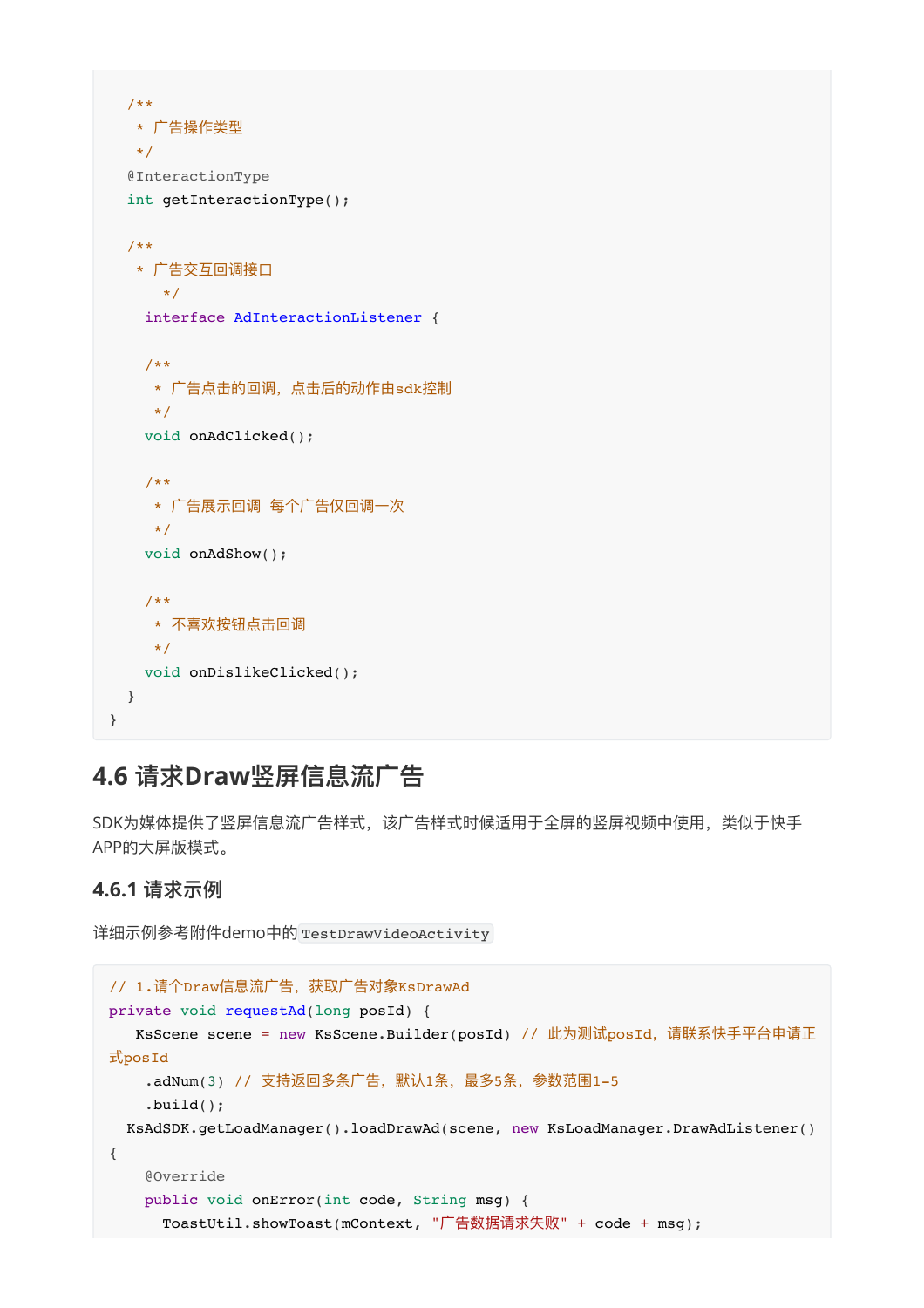```java
    /**
     * 广告操作类型
     */
    @InteractionType
    int getInteractionType();

    /**
     * 广告交互回调接口
        */
      interface AdInteractionListener {

      /**
       * 广告点击的回调，点击后的动作由sdk控制
       */
      void onAdClicked();

      /**
       * 广告展示回调 每个广告仅回调一次
       */
      void onAdShow();

      /**
       * 不喜欢按钮点击回调
       */
      void onDislikeClicked();
    }
  }
```

## 4.6 请求Draw竖屏信息流广告

SDK为媒体提供了竖屏信息流广告样式，该广告样式时候适用于全屏的竖屏视频中使用，类似于快手APP的大屏版模式。

### 4.6.1 请求示例

详细示例参考附件demo中的`TestDrawVideoActivity`

```java
// 1.请个Draw信息流广告，获取广告对象KsDrawAd
private void requestAd(long posId) {
   KsScene scene = new KsScene.Builder(posId) // 此为测试posId，请联系快手平台申请正式posId
    .adNum(3) // 支持返回多条广告，默认1条，最多5条，参数范围1-5
    .build();
  KsAdSDK.getLoadManager().loadDrawAd(scene, new KsLoadManager.DrawAdListener()
{
    @Override
    public void onError(int code, String msg) {
      ToastUtil.showToast(mContext, "广告数据请求失败" + code + msg);
```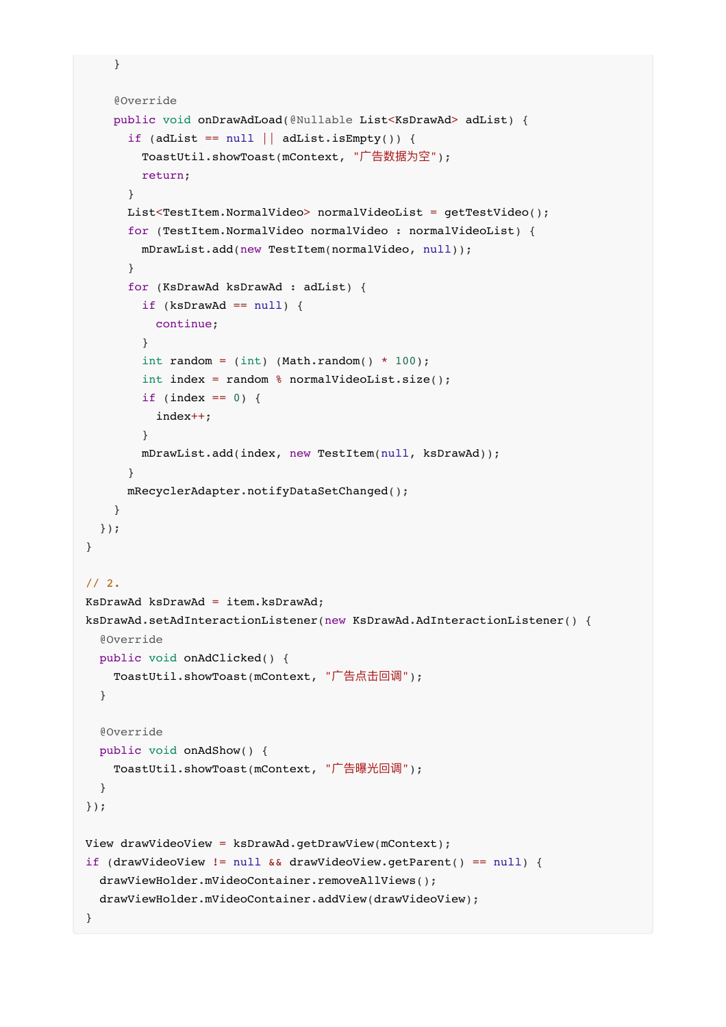```
        }

        @Override
        public void onDrawAdLoad(@Nullable List<KsDrawAd> adList) {
          if (adList == null || adList.isEmpty()) {
            ToastUtil.showToast(mContext, "广告数据为空");
            return;
          }
          List<TestItem.NormalVideo> normalVideoList = getTestVideo();
          for (TestItem.NormalVideo normalVideo : normalVideoList) {
            mDrawList.add(new TestItem(normalVideo, null));
          }
          for (KsDrawAd ksDrawAd : adList) {
            if (ksDrawAd == null) {
              continue;
            }
            int random = (int) (Math.random() * 100);
            int index = random % normalVideoList.size();
            if (index == 0) {
              index++;
            }
            mDrawList.add(index, new TestItem(null, ksDrawAd));
          }
          mRecyclerAdapter.notifyDataSetChanged();
        }
      });
    }

    // 2.
    KsDrawAd ksDrawAd = item.ksDrawAd;
    ksDrawAd.setAdInteractionListener(new KsDrawAd.AdInteractionListener() {
      @Override
      public void onAdClicked() {
        ToastUtil.showToast(mContext, "广告点击回调");
      }

      @Override
      public void onAdShow() {
        ToastUtil.showToast(mContext, "广告曝光回调");
      }
    });

    View drawVideoView = ksDrawAd.getDrawView(mContext);
    if (drawVideoView != null && drawVideoView.getParent() == null) {
      drawViewHolder.mVideoContainer.removeAllViews();
      drawViewHolder.mVideoContainer.addView(drawVideoView);
    }
```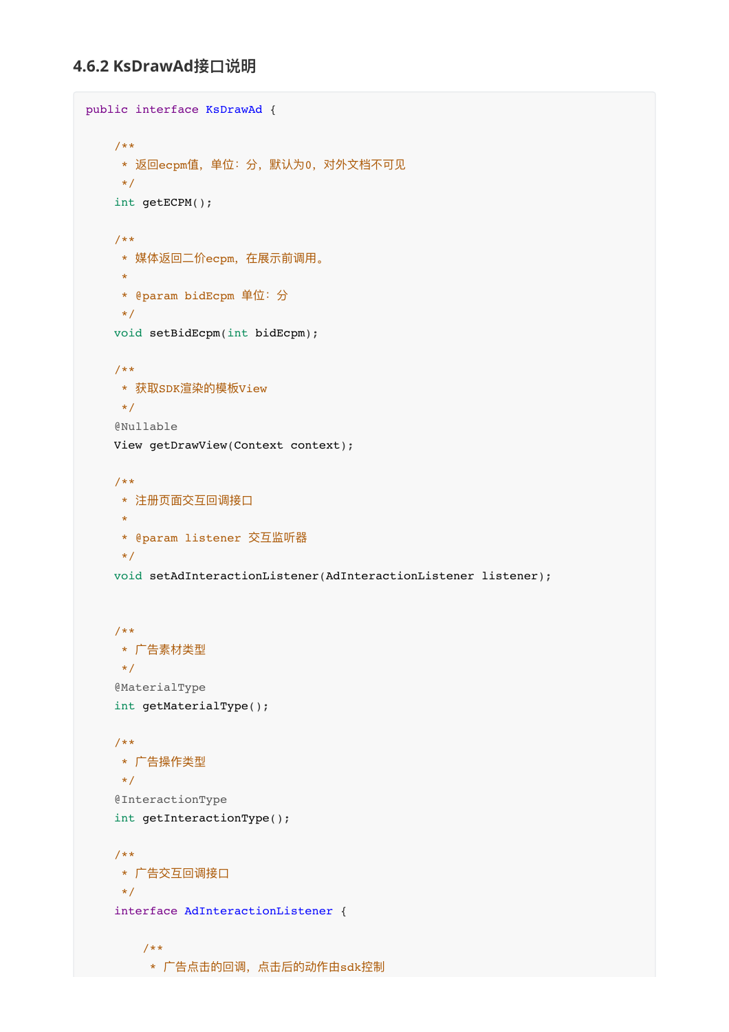### 4.6.2 KsDrawAd接口说明

```
public interface KsDrawAd {

    /**
     * 返回ecpm值，单位：分，默认为0，对外文档不可见
     */
    int getECPM();

    /**
     * 媒体返回二价ecpm，在展示前调用。
     *
     * @param bidEcpm 单位：分
     */
    void setBidEcpm(int bidEcpm);

    /**
     * 获取SDK渲染的模板View
     */
    @Nullable
    View getDrawView(Context context);

    /**
     * 注册页面交互回调接口
     *
     * @param listener 交互监听器
     */
    void setAdInteractionListener(AdInteractionListener listener);


    /**
     * 广告素材类型
     */
    @MaterialType
    int getMaterialType();

    /**
     * 广告操作类型
     */
    @InteractionType
    int getInteractionType();

    /**
     * 广告交互回调接口
     */
    interface AdInteractionListener {

        /**
         * 广告点击的回调，点击后的动作由sdk控制
```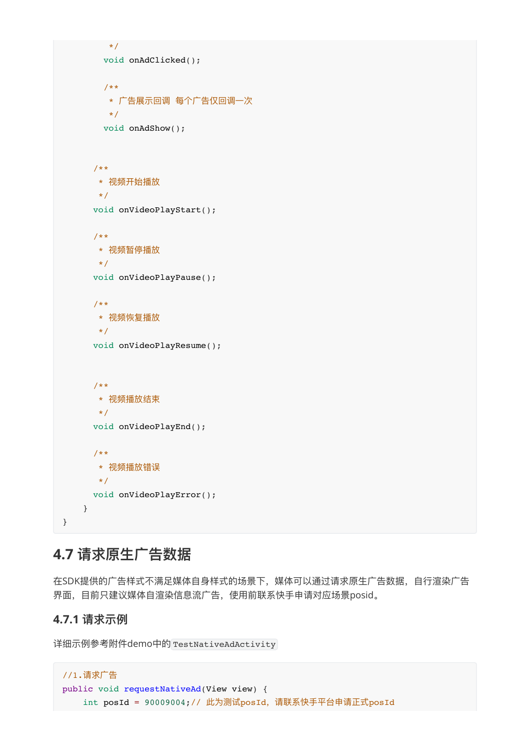```
         */
        void onAdClicked();

        /**
         * 广告展示回调  每个广告仅回调一次
         */
        void onAdShow();


      /**
       * 视频开始播放
       */
      void onVideoPlayStart();

      /**
       * 视频暂停播放
       */
      void onVideoPlayPause();

      /**
       * 视频恢复播放
       */
      void onVideoPlayResume();


      /**
       * 视频播放结束
       */
      void onVideoPlayEnd();

      /**
       * 视频播放错误
       */
      void onVideoPlayError();
    }
}
```

## 4.7 请求原生广告数据

在SDK提供的广告样式不满足媒体自身样式的场景下，媒体可以通过请求原生广告数据，自行渲染广告界面，目前只建议媒体自渲染信息流广告，使用前联系快手申请对应场景posid。

### 4.7.1 请求示例

详细示例参考附件demo中的`TestNativeAdActivity`

```
//1.请求广告
public void requestNativeAd(View view) {
    int posId = 90009004;// 此为测试posId，请联系快手平台申请正式posId
```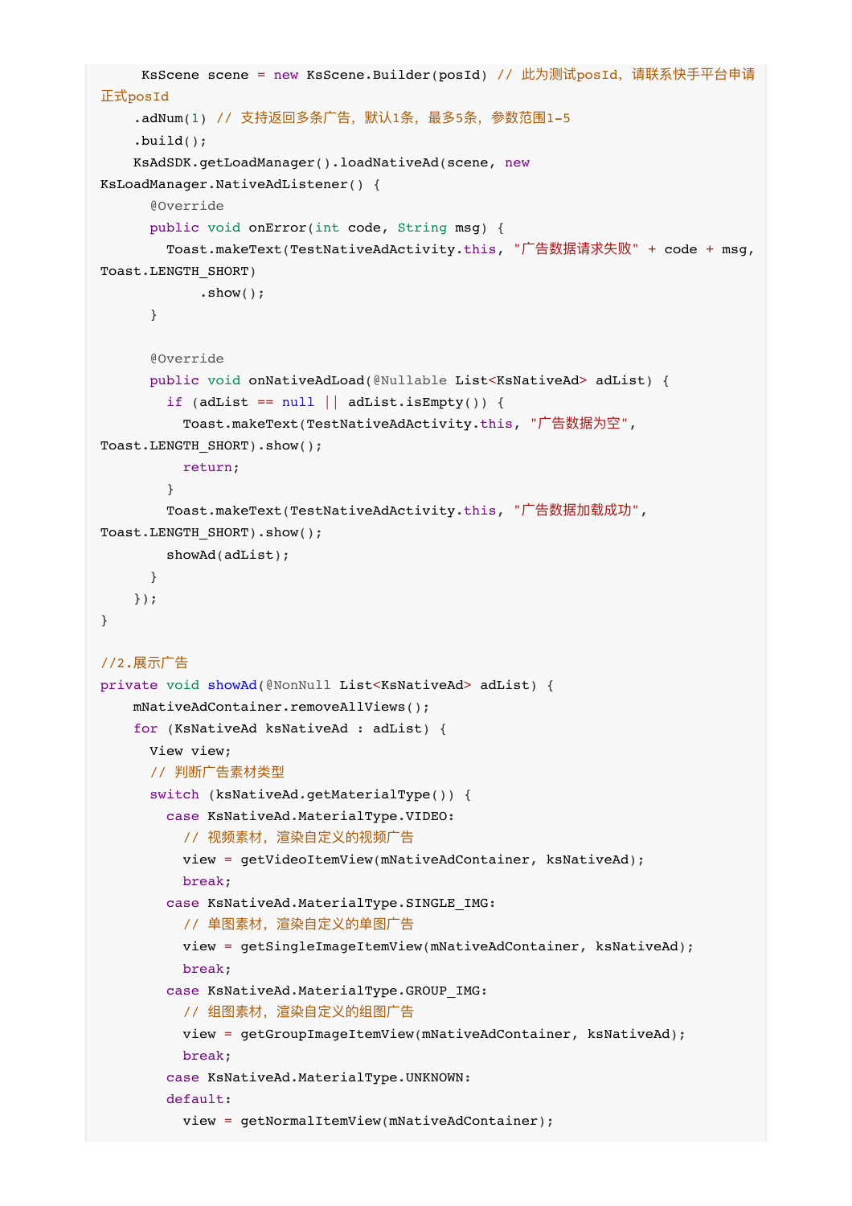```
    KsScene scene = new KsScene.Builder(posId) // 此为测试posId，请联系快手平台申请正式posId
        .adNum(1) // 支持返回多条广告，默认1条，最多5条，参数范围1-5
        .build();
    KsAdSDK.getLoadManager().loadNativeAd(scene, new KsLoadManager.NativeAdListener() {
        @Override
        public void onError(int code, String msg) {
            Toast.makeText(TestNativeAdActivity.this, "广告数据请求失败" + code + msg, Toast.LENGTH_SHORT)
                    .show();
        }

        @Override
        public void onNativeAdLoad(@Nullable List<KsNativeAd> adList) {
            if (adList == null || adList.isEmpty()) {
                Toast.makeText(TestNativeAdActivity.this, "广告数据为空", Toast.LENGTH_SHORT).show();
                return;
            }
            Toast.makeText(TestNativeAdActivity.this, "广告数据加载成功", Toast.LENGTH_SHORT).show();
            showAd(adList);
        }
    });
}

//2.展示广告
private void showAd(@NonNull List<KsNativeAd> adList) {
    mNativeAdContainer.removeAllViews();
    for (KsNativeAd ksNativeAd : adList) {
        View view;
        // 判断广告素材类型
        switch (ksNativeAd.getMaterialType()) {
            case KsNativeAd.MaterialType.VIDEO:
                // 视频素材，渲染自定义的视频广告
                view = getVideoItemView(mNativeAdContainer, ksNativeAd);
                break;
            case KsNativeAd.MaterialType.SINGLE_IMG:
                // 单图素材，渲染自定义的单图广告
                view = getSingleImageItemView(mNativeAdContainer, ksNativeAd);
                break;
            case KsNativeAd.MaterialType.GROUP_IMG:
                // 组图素材，渲染自定义的组图广告
                view = getGroupImageItemView(mNativeAdContainer, ksNativeAd);
                break;
            case KsNativeAd.MaterialType.UNKNOWN:
            default:
                view = getNormalItemView(mNativeAdContainer);
```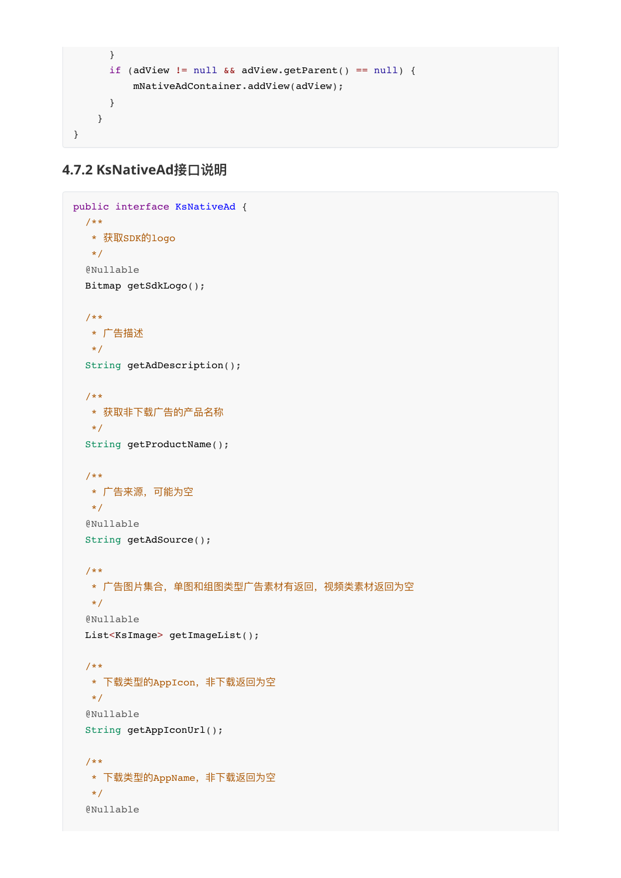```
        }
        if (adView != null && adView.getParent() == null) {
            mNativeAdContainer.addView(adView);
        }
    }
}
```

### 4.7.2 KsNativeAd接口说明

```
public interface KsNativeAd {
  /**
   * 获取SDK的logo
   */
  @Nullable
  Bitmap getSdkLogo();

  /**
   * 广告描述
   */
  String getAdDescription();

  /**
   * 获取非下载广告的产品名称
   */
  String getProductName();

  /**
   * 广告来源，可能为空
   */
  @Nullable
  String getAdSource();

  /**
   * 广告图片集合，单图和组图类型广告素材有返回，视频类素材返回为空
   */
  @Nullable
  List<KsImage> getImageList();

  /**
   * 下载类型的AppIcon，非下载返回为空
   */
  @Nullable
  String getAppIconUrl();

  /**
   * 下载类型的AppName，非下载返回为空
   */
  @Nullable
```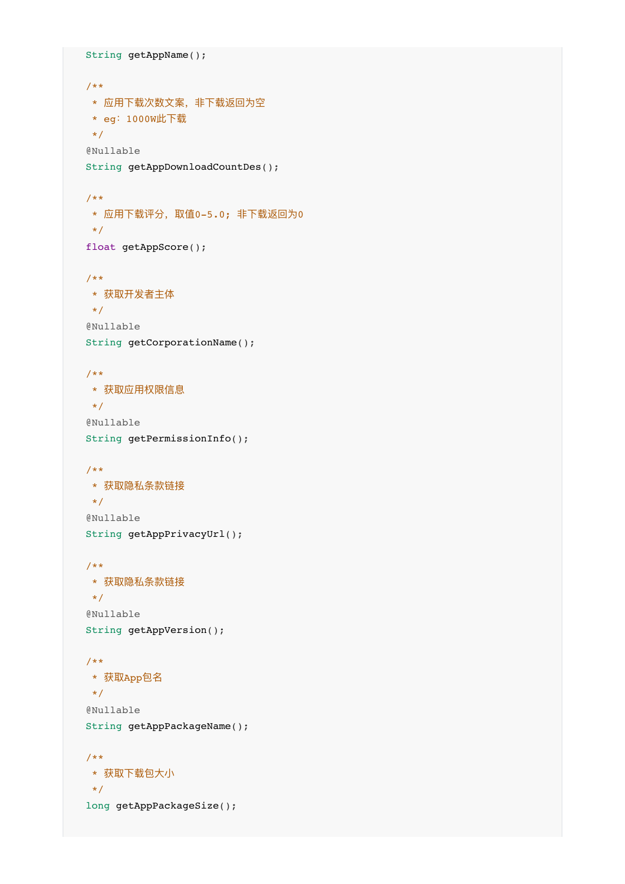```java
String getAppName();

/**
 * 应用下载次数文案，非下载返回为空
 * eg：1000W此下载
 */
@Nullable
String getAppDownloadCountDes();

/**
 * 应用下载评分，取值0-5.0；非下载返回为0
 */
float getAppScore();

/**
 * 获取开发者主体
 */
@Nullable
String getCorporationName();

/**
 * 获取应用权限信息
 */
@Nullable
String getPermissionInfo();

/**
 * 获取隐私条款链接
 */
@Nullable
String getAppPrivacyUrl();

/**
 * 获取隐私条款链接
 */
@Nullable
String getAppVersion();

/**
 * 获取App包名
 */
@Nullable
String getAppPackageName();

/**
 * 获取下载包大小
 */
long getAppPackageSize();
```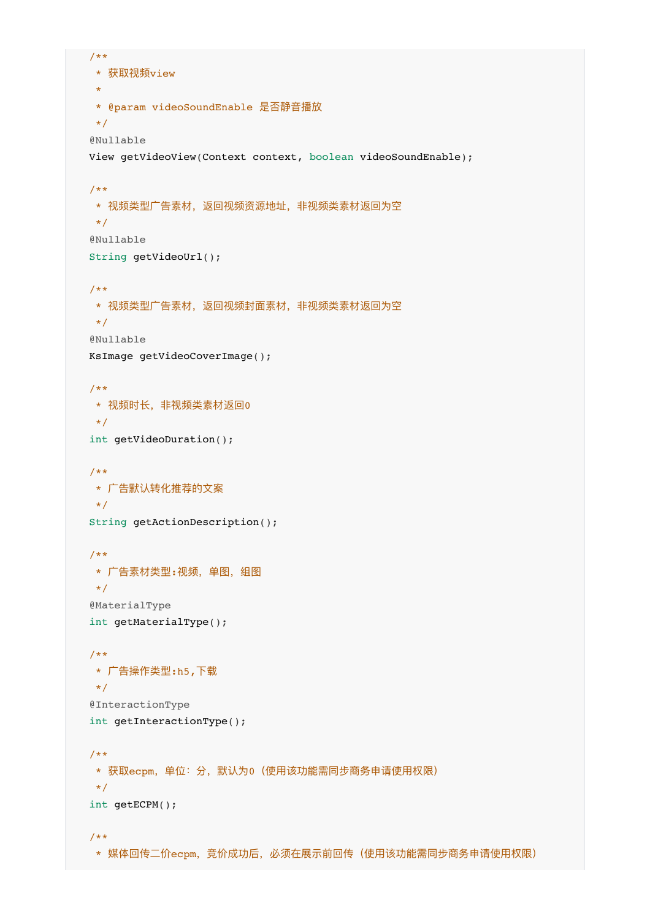```java
/**
 * 获取视频view
 *
 * @param videoSoundEnable 是否静音播放
 */
@Nullable
View getVideoView(Context context, boolean videoSoundEnable);

/**
 * 视频类型广告素材，返回视频资源地址，非视频类素材返回为空
 */
@Nullable
String getVideoUrl();

/**
 * 视频类型广告素材，返回视频封面素材，非视频类素材返回为空
 */
@Nullable
KsImage getVideoCoverImage();

/**
 * 视频时长，非视频类素材返回0
 */
int getVideoDuration();

/**
 * 广告默认转化推荐的文案
 */
String getActionDescription();

/**
 * 广告素材类型:视频，单图，组图
 */
@MaterialType
int getMaterialType();

/**
 * 广告操作类型:h5,下载
 */
@InteractionType
int getInteractionType();

/**
 * 获取ecpm，单位：分，默认为0（使用该功能需同步商务申请使用权限）
 */
int getECPM();

/**
 * 媒体回传二价ecpm，竞价成功后，必须在展示前回传（使用该功能需同步商务申请使用权限）
```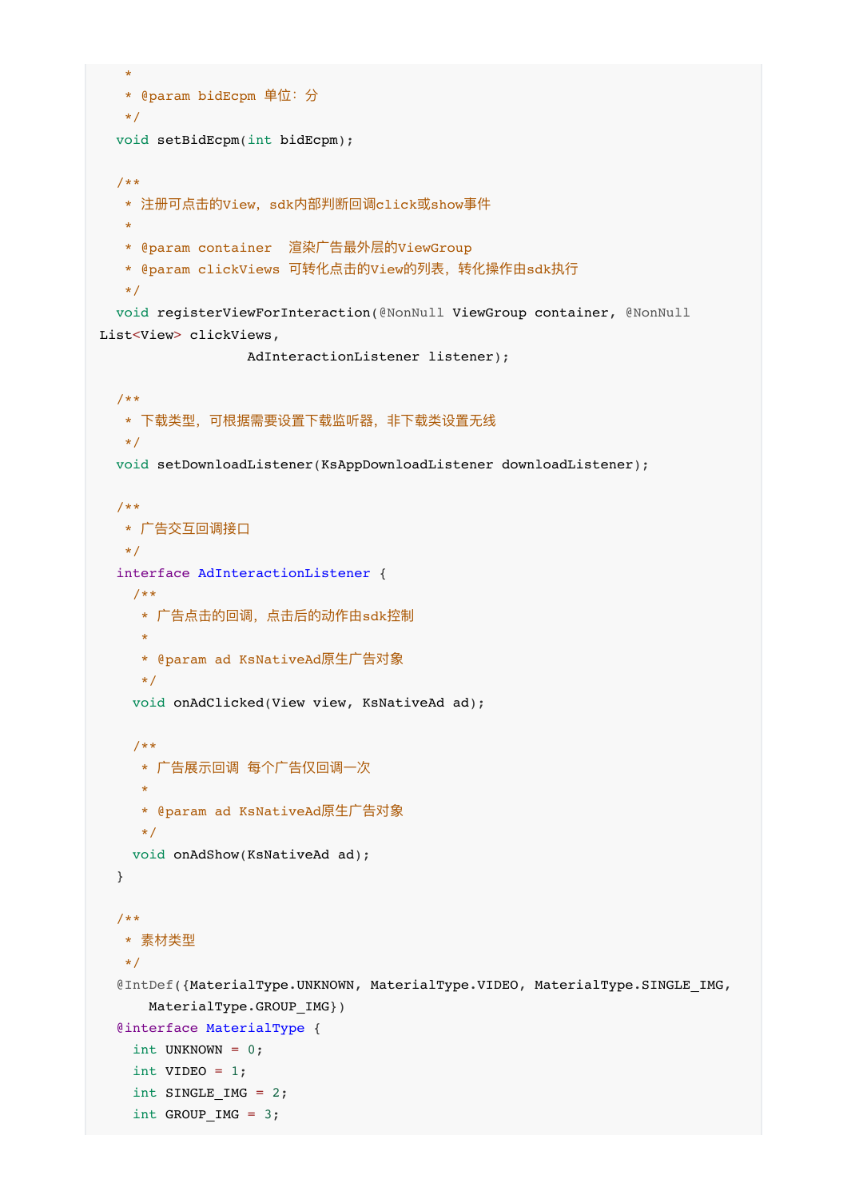```java
   *
   * @param bidEcpm 单位：分
   */
  void setBidEcpm(int bidEcpm);

  /**
   * 注册可点击的View，sdk内部判断回调click或show事件
   *
   * @param container  渲染广告最外层的ViewGroup
   * @param clickViews 可转化点击的View的列表，转化操作由sdk执行
   */
  void registerViewForInteraction(@NonNull ViewGroup container, @NonNull
List<View> clickViews,
                  AdInteractionListener listener);

  /**
   * 下载类型，可根据需要设置下载监听器，非下载类设置无线
   */
  void setDownloadListener(KsAppDownloadListener downloadListener);

  /**
   * 广告交互回调接口
   */
  interface AdInteractionListener {
    /**
     * 广告点击的回调，点击后的动作由sdk控制
     *
     * @param ad KsNativeAd原生广告对象
     */
    void onAdClicked(View view, KsNativeAd ad);

    /**
     * 广告展示回调 每个广告仅回调一次
     *
     * @param ad KsNativeAd原生广告对象
     */
    void onAdShow(KsNativeAd ad);
  }

  /**
   * 素材类型
   */
  @IntDef({MaterialType.UNKNOWN, MaterialType.VIDEO, MaterialType.SINGLE_IMG,
      MaterialType.GROUP_IMG})
  @interface MaterialType {
    int UNKNOWN = 0;
    int VIDEO = 1;
    int SINGLE_IMG = 2;
    int GROUP_IMG = 3;
```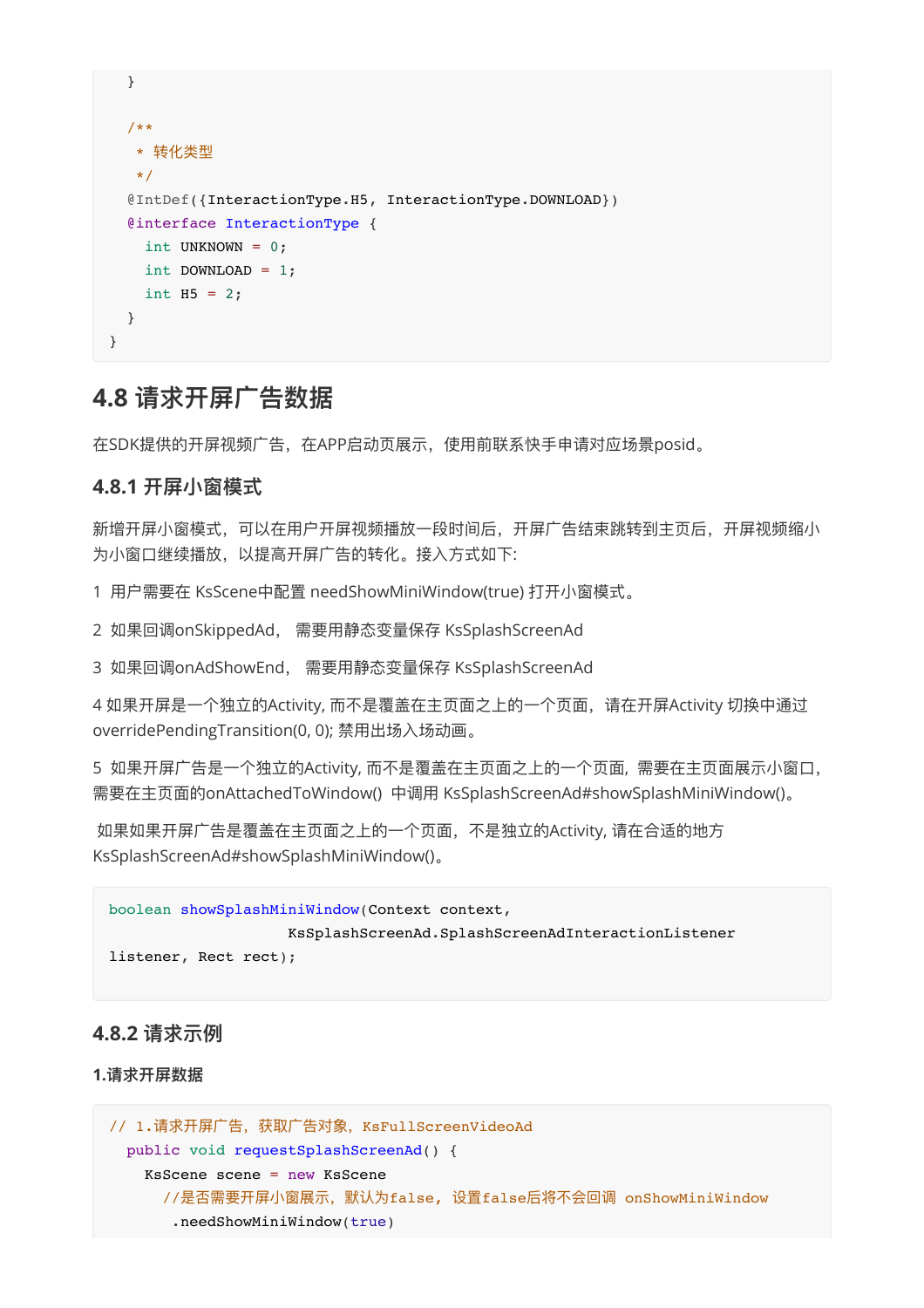```
    }

    /**
     * 转化类型
     */
    @IntDef({InteractionType.H5, InteractionType.DOWNLOAD})
    @interface InteractionType {
      int UNKNOWN = 0;
      int DOWNLOAD = 1;
      int H5 = 2;
    }
}
```

## 4.8 请求开屏广告数据

在SDK提供的开屏视频广告，在APP启动页展示，使用前联系快手申请对应场景posid。

### 4.8.1 开屏小窗模式

新增开屏小窗模式，可以在用户开屏视频播放一段时间后，开屏广告结束跳转到主页后，开屏视频缩小为小窗口继续播放，以提高开屏广告的转化。接入方式如下:

1 用户需要在 KsScene中配置 needShowMiniWindow(true) 打开小窗模式。

2 如果回调onSkippedAd， 需要用静态变量保存 KsSplashScreenAd

3 如果回调onAdShowEnd， 需要用静态变量保存 KsSplashScreenAd

4 如果开屏是一个独立的Activity, 而不是覆盖在主页面之上的一个页面，请在开屏Activity 切换中通过overridePendingTransition(0, 0); 禁用出场入场动画。

5 如果开屏广告是一个独立的Activity, 而不是覆盖在主页面之上的一个页面，需要在主页面展示小窗口，需要在主页面的onAttachedToWindow() 中调用 KsSplashScreenAd#showSplashMiniWindow()。

如果如果开屏广告是覆盖在主页面之上的一个页面，不是独立的Activity, 请在合适的地方KsSplashScreenAd#showSplashMiniWindow()。

```
boolean showSplashMiniWindow(Context context,
                    KsSplashScreenAd.SplashScreenAdInteractionListener
listener, Rect rect);
```

### 4.8.2 请求示例

**1.请求开屏数据**

```
// 1.请求开屏广告，获取广告对象，KsFullScreenVideoAd
  public void requestSplashScreenAd() {
    KsScene scene = new KsScene
      //是否需要开屏小窗展示，默认为false，设置false后将不会回调 onShowMiniWindow
       .needShowMiniWindow(true)
```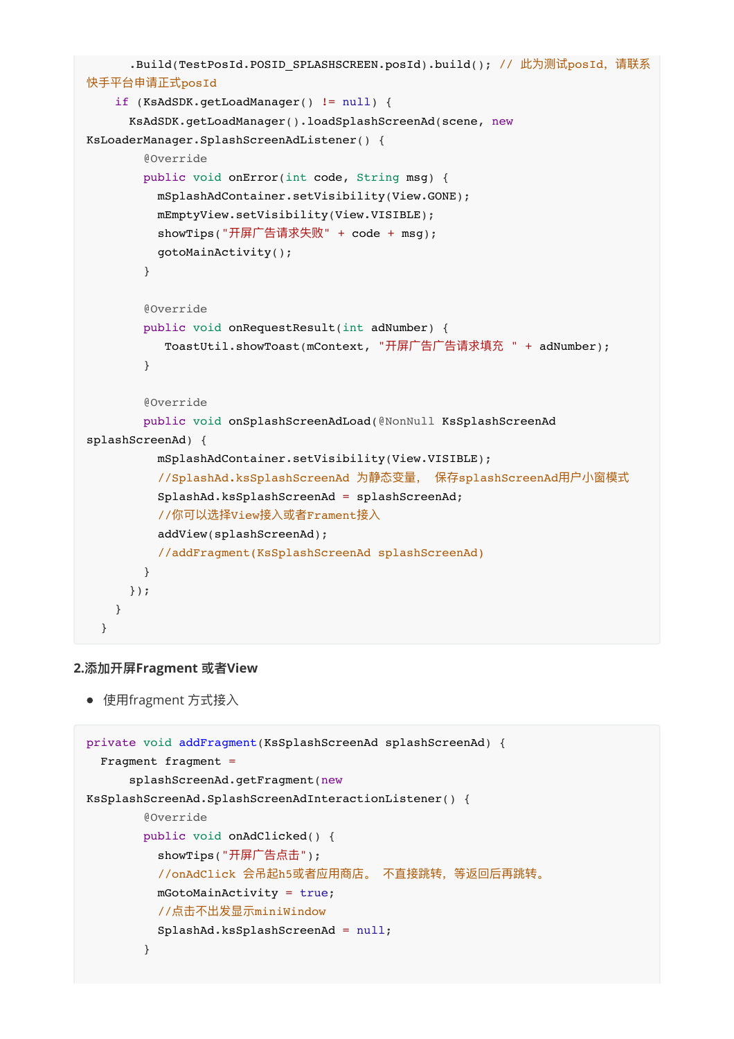```java
      .Build(TestPosId.POSID_SPLASHSCREEN.posId).build(); // 此为测试posId，请联系快手平台申请正式posId
    if (KsAdSDK.getLoadManager() != null) {
      KsAdSDK.getLoadManager().loadSplashScreenAd(scene, new
KsLoaderManager.SplashScreenAdListener() {
        @Override
        public void onError(int code, String msg) {
          mSplashAdContainer.setVisibility(View.GONE);
          mEmptyView.setVisibility(View.VISIBLE);
          showTips("开屏广告请求失败" + code + msg);
          gotoMainActivity();
        }

        @Override
        public void onRequestResult(int adNumber) {
           ToastUtil.showToast(mContext, "开屏广告广告请求填充 " + adNumber);
        }

        @Override
        public void onSplashScreenAdLoad(@NonNull KsSplashScreenAd
splashScreenAd) {
          mSplashAdContainer.setVisibility(View.VISIBLE);
          //SplashAd.ksSplashScreenAd 为静态变量，  保存splashScreenAd用户小窗模式
          SplashAd.ksSplashScreenAd = splashScreenAd;
          //你可以选择View接入或者Frament接入
          addView(splashScreenAd);
          //addFragment(KsSplashScreenAd splashScreenAd)
        }
      });
    }
  }
```

**2.添加开屏Fragment 或者View**

- 使用fragment 方式接入

```java
private void addFragment(KsSplashScreenAd splashScreenAd) {
  Fragment fragment =
      splashScreenAd.getFragment(new
KsSplashScreenAd.SplashScreenAdInteractionListener() {
        @Override
        public void onAdClicked() {
          showTips("开屏广告点击");
          //onAdClick 会吊起h5或者应用商店。 不直接跳转，等返回后再跳转。
          mGotoMainActivity = true;
          //点击不出发显示miniWindow
          SplashAd.ksSplashScreenAd = null;
        }
```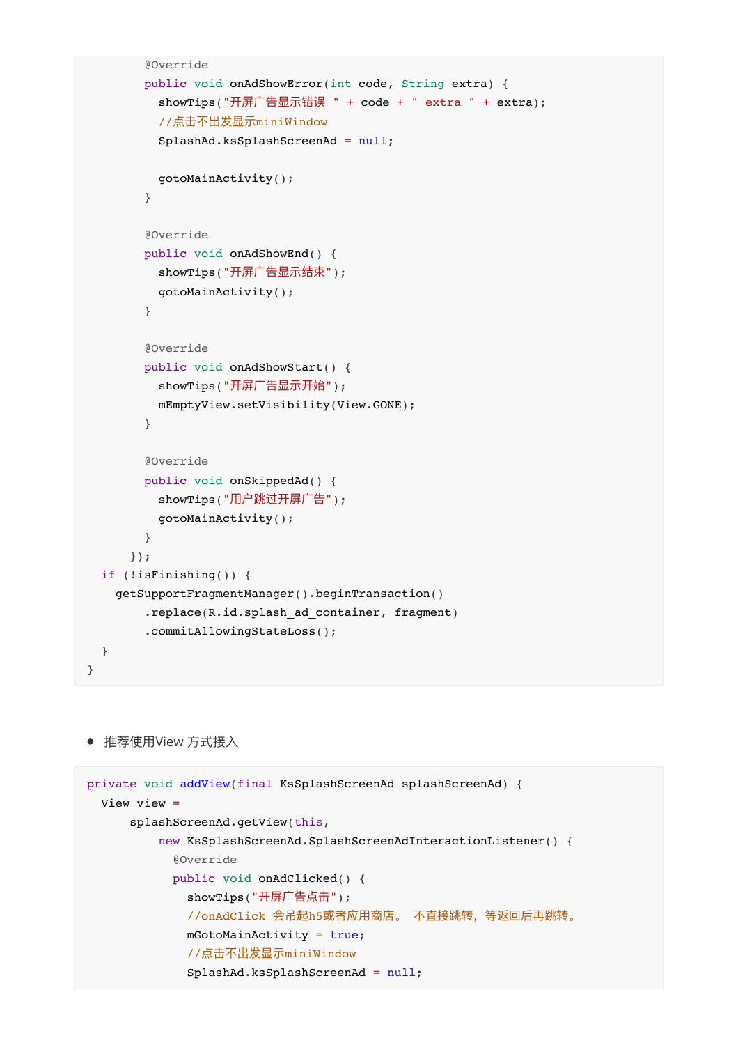```
        @Override
        public void onAdShowError(int code, String extra) {
          showTips("开屏广告显示错误 " + code + " extra " + extra);
          //点击不出发显示miniWindow
          SplashAd.ksSplashScreenAd = null;

          gotoMainActivity();
        }

        @Override
        public void onAdShowEnd() {
          showTips("开屏广告显示结束");
          gotoMainActivity();
        }

        @Override
        public void onAdShowStart() {
          showTips("开屏广告显示开始");
          mEmptyView.setVisibility(View.GONE);
        }

        @Override
        public void onSkippedAd() {
          showTips("用户跳过开屏广告");
          gotoMainActivity();
        }
      });
  if (!isFinishing()) {
    getSupportFragmentManager().beginTransaction()
        .replace(R.id.splash_ad_container, fragment)
        .commitAllowingStateLoss();
  }
}
```

- 推荐使用View 方式接入

```
private void addView(final KsSplashScreenAd splashScreenAd) {
  View view =
      splashScreenAd.getView(this,
          new KsSplashScreenAd.SplashScreenAdInteractionListener() {
            @Override
            public void onAdClicked() {
              showTips("开屏广告点击");
              //onAdClick 会吊起h5或者应用商店。 不直接跳转，等返回后再跳转。
              mGotoMainActivity = true;
              //点击不出发显示miniWindow
              SplashAd.ksSplashScreenAd = null;
```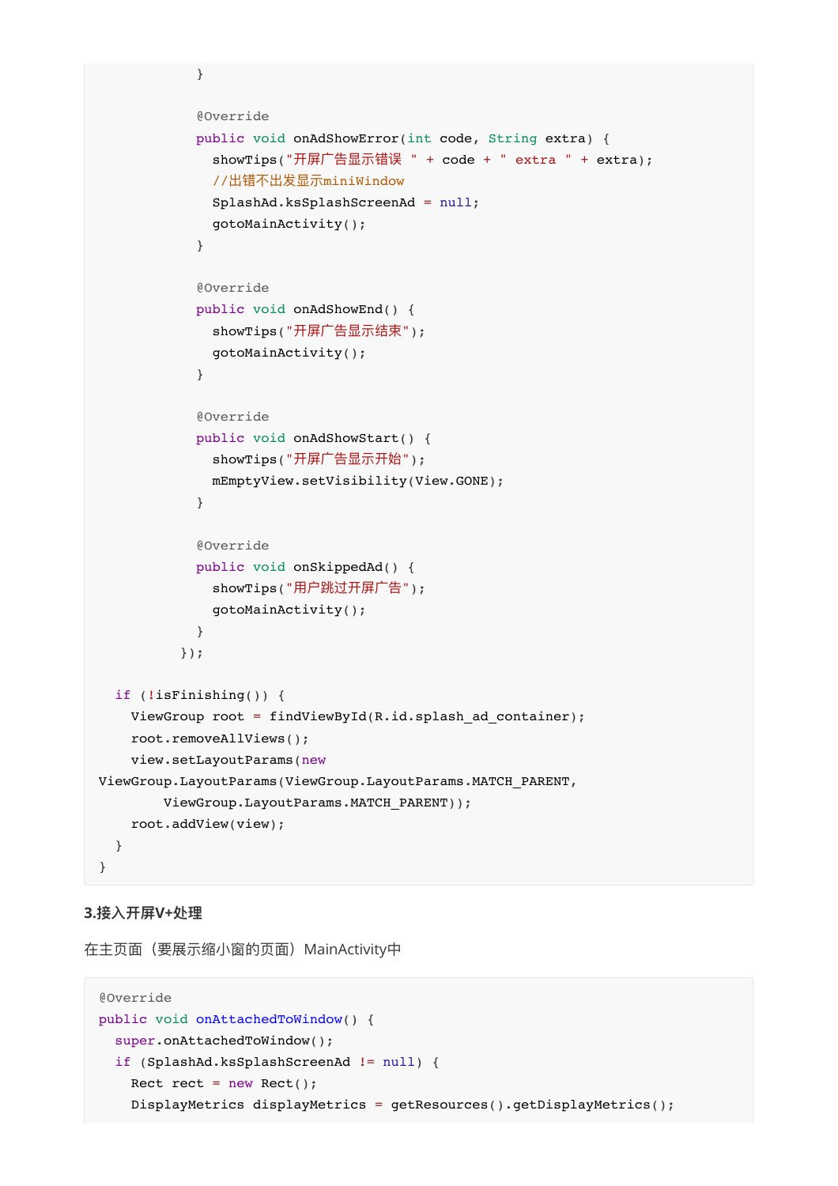```
            }

            @Override
            public void onAdShowError(int code, String extra) {
              showTips("开屏广告显示错误 " + code + " extra " + extra);
              //出错不出发显示miniWindow
              SplashAd.ksSplashScreenAd = null;
              gotoMainActivity();
            }

            @Override
            public void onAdShowEnd() {
              showTips("开屏广告显示结束");
              gotoMainActivity();
            }

            @Override
            public void onAdShowStart() {
              showTips("开屏广告显示开始");
              mEmptyView.setVisibility(View.GONE);
            }

            @Override
            public void onSkippedAd() {
              showTips("用户跳过开屏广告");
              gotoMainActivity();
            }
          });

    if (!isFinishing()) {
      ViewGroup root = findViewById(R.id.splash_ad_container);
      root.removeAllViews();
      view.setLayoutParams(new
ViewGroup.LayoutParams(ViewGroup.LayoutParams.MATCH_PARENT,
        ViewGroup.LayoutParams.MATCH_PARENT));
      root.addView(view);
    }
}
```

**3.接入开屏V+处理**

在主页面（要展示缩小窗的页面）MainActivity中

```
@Override
public void onAttachedToWindow() {
  super.onAttachedToWindow();
  if (SplashAd.ksSplashScreenAd != null) {
    Rect rect = new Rect();
    DisplayMetrics displayMetrics = getResources().getDisplayMetrics();
```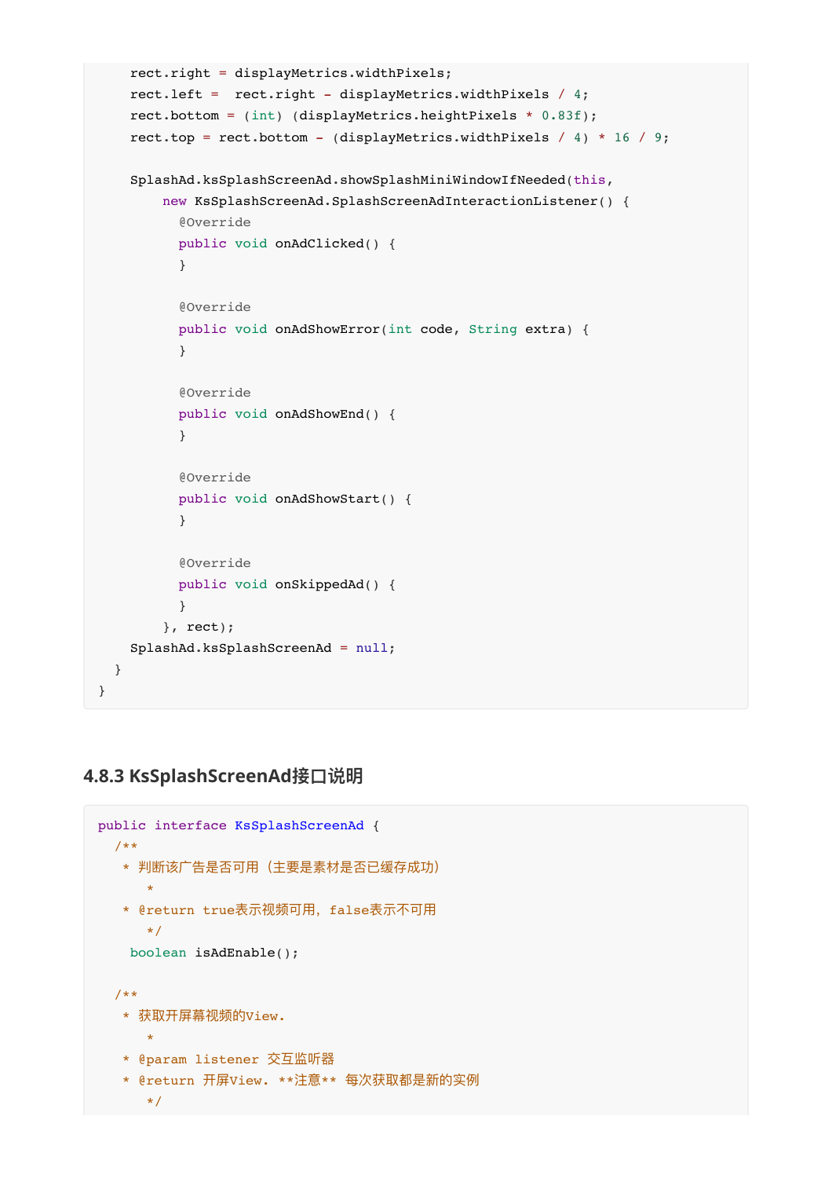```
    rect.right = displayMetrics.widthPixels;
    rect.left =  rect.right - displayMetrics.widthPixels / 4;
    rect.bottom = (int) (displayMetrics.heightPixels * 0.83f);
    rect.top = rect.bottom - (displayMetrics.widthPixels / 4) * 16 / 9;

    SplashAd.ksSplashScreenAd.showSplashMiniWindowIfNeeded(this,
        new KsSplashScreenAd.SplashScreenAdInteractionListener() {
          @Override
          public void onAdClicked() {
          }

          @Override
          public void onAdShowError(int code, String extra) {
          }

          @Override
          public void onAdShowEnd() {
          }

          @Override
          public void onAdShowStart() {
          }

          @Override
          public void onSkippedAd() {
          }
        }, rect);
    SplashAd.ksSplashScreenAd = null;
  }
}
```

### 4.8.3 KsSplashScreenAd接口说明

```
public interface KsSplashScreenAd {
  /**
   * 判断该广告是否可用（主要是素材是否已缓存成功）
      *
   * @return true表示视频可用，false表示不可用
      */
    boolean isAdEnable();

  /**
   * 获取开屏幕视频的View.
      *
   * @param listener 交互监听器
   * @return 开屏View. **注意** 每次获取都是新的实例
      */
```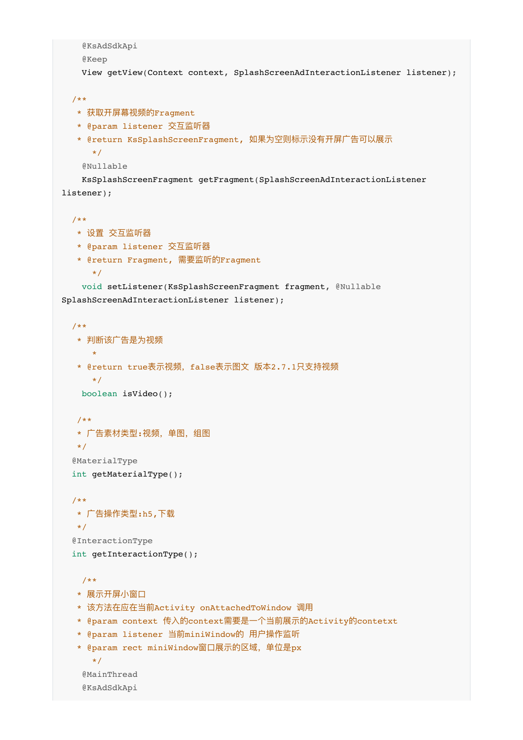```java
    @KsAdSdkApi
    @Keep
    View getView(Context context, SplashScreenAdInteractionListener listener);

  /**
   * 获取开屏幕视频的Fragment
   * @param listener 交互监听器
   * @return KsSplashScreenFragment, 如果为空则标示没有开屏广告可以展示
     */
    @Nullable
    KsSplashScreenFragment getFragment(SplashScreenAdInteractionListener
listener);

  /**
   * 设置 交互监听器
   * @param listener 交互监听器
   * @return Fragment, 需要监听的Fragment
     */
    void setListener(KsSplashScreenFragment fragment, @Nullable
SplashScreenAdInteractionListener listener);

  /**
   * 判断该广告是为视频
     *
   * @return true表示视频, false表示图文 版本2.7.1只支持视频
     */
    boolean isVideo();

   /**
   * 广告素材类型:视频, 单图, 组图
   */
  @MaterialType
  int getMaterialType();

  /**
   * 广告操作类型:h5,下载
   */
  @InteractionType
  int getInteractionType();

    /**
   * 展示开屏小窗口
   * 该方法在应在当前Activity onAttachedToWindow 调用
   * @param context 传入的context需要是一个当前展示的Activity的contetxt
   * @param listener 当前miniWindow的 用户操作监听
   * @param rect miniWindow窗口展示的区域, 单位是px
     */
    @MainThread
    @KsAdSdkApi
```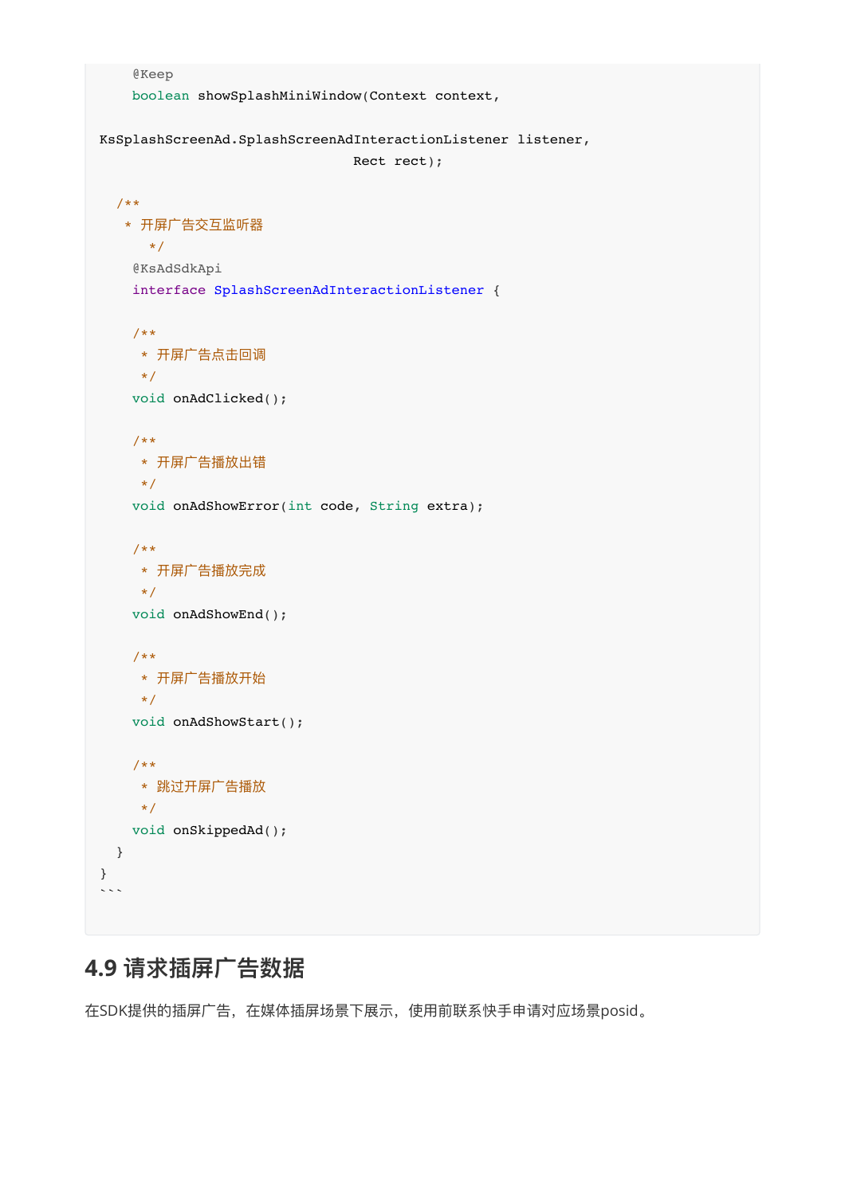```
    @Keep
    boolean showSplashMiniWindow(Context context,
KsSplashScreenAd.SplashScreenAdInteractionListener listener,
                                Rect rect);

  /**
   * 开屏广告交互监听器
      */
    @KsAdSdkApi
    interface SplashScreenAdInteractionListener {

    /**
     * 开屏广告点击回调
     */
    void onAdClicked();

    /**
     * 开屏广告播放出错
     */
    void onAdShowError(int code, String extra);

    /**
     * 开屏广告播放完成
     */
    void onAdShowEnd();

    /**
     * 开屏广告播放开始
     */
    void onAdShowStart();

    /**
     * 跳过开屏广告播放
     */
    void onSkippedAd();
  }
}
```

## 4.9 请求插屏广告数据

在SDK提供的插屏广告，在媒体插屏场景下展示，使用前联系快手申请对应场景posid。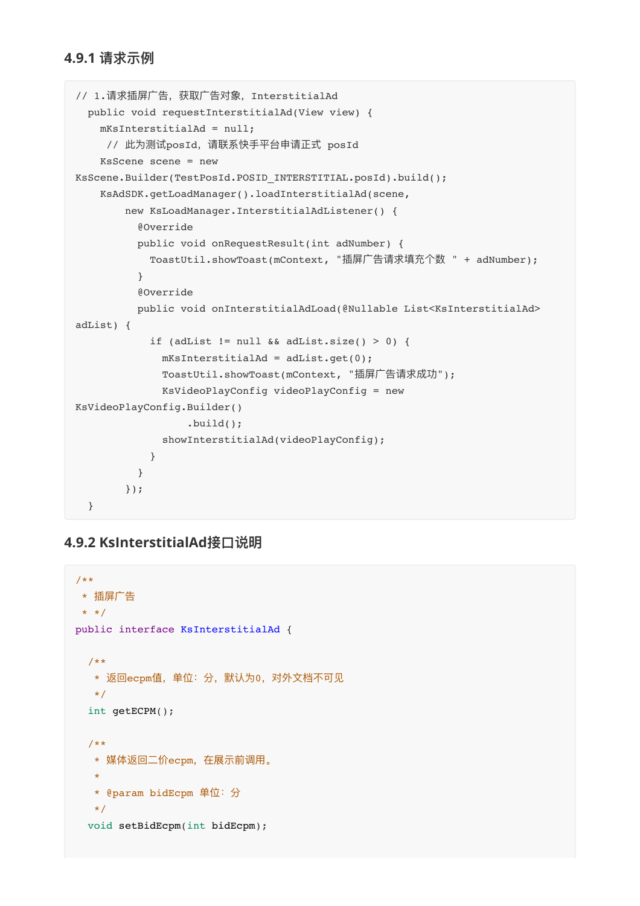### 4.9.1 请求示例

```
// 1.请求插屏广告，获取广告对象，InterstitialAd
  public void requestInterstitialAd(View view) {
    mKsInterstitialAd = null;
     // 此为测试posId，请联系快手平台申请正式 posId
    KsScene scene = new
KsScene.Builder(TestPosId.POSID_INTERSTITIAL.posId).build();
    KsAdSDK.getLoadManager().loadInterstitialAd(scene,
        new KsLoadManager.InterstitialAdListener() {
          @Override
          public void onRequestResult(int adNumber) {
            ToastUtil.showToast(mContext, "插屏广告请求填充个数 " + adNumber);
          }
          @Override
          public void onInterstitialAdLoad(@Nullable List<KsInterstitialAd>
adList) {
            if (adList != null && adList.size() > 0) {
              mKsInterstitialAd = adList.get(0);
              ToastUtil.showToast(mContext, "插屏广告请求成功");
              KsVideoPlayConfig videoPlayConfig = new
KsVideoPlayConfig.Builder()
                  .build();
              showInterstitialAd(videoPlayConfig);
            }
          }
        });
  }
```

### 4.9.2 KsInterstitialAd接口说明

```
/**
 * 插屏广告
 * */
public interface KsInterstitialAd {

  /**
   * 返回ecpm值，单位：分，默认为0，对外文档不可见
   */
  int getECPM();

  /**
   * 媒体返回二价ecpm，在展示前调用。
   *
   * @param bidEcpm 单位：分
   */
  void setBidEcpm(int bidEcpm);
```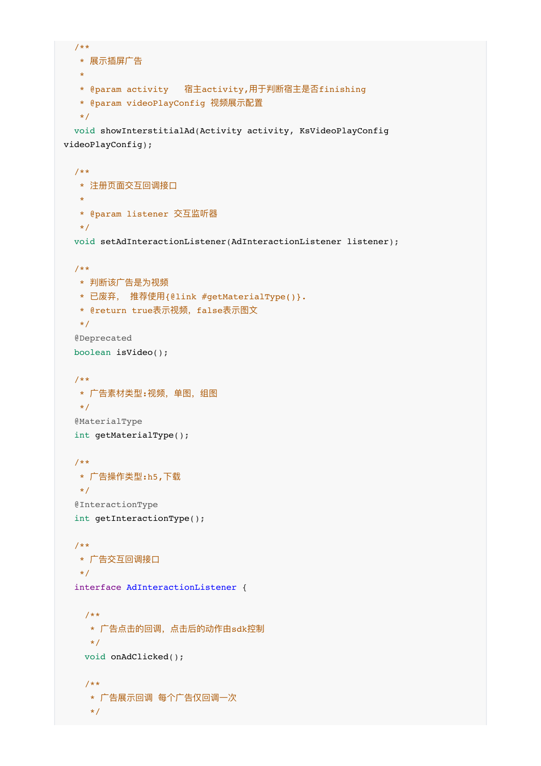```java
  /**
   * 展示插屏广告
   *
   * @param activity   宿主activity,用于判断宿主是否finishing
   * @param videoPlayConfig 视频展示配置
   */
  void showInterstitialAd(Activity activity, KsVideoPlayConfig
videoPlayConfig);

  /**
   * 注册页面交互回调接口
   *
   * @param listener 交互监听器
   */
  void setAdInteractionListener(AdInteractionListener listener);

  /**
   * 判断该广告是为视频
   * 已废弃， 推荐使用{@link #getMaterialType()}.
   * @return true表示视频，false表示图文
   */
  @Deprecated
  boolean isVideo();

  /**
   * 广告素材类型:视频，单图，组图
   */
  @MaterialType
  int getMaterialType();

  /**
   * 广告操作类型:h5,下载
   */
  @InteractionType
  int getInteractionType();

  /**
   * 广告交互回调接口
   */
  interface AdInteractionListener {

    /**
     * 广告点击的回调，点击后的动作由sdk控制
     */
    void onAdClicked();

    /**
     * 广告展示回调 每个广告仅回调一次
     */
```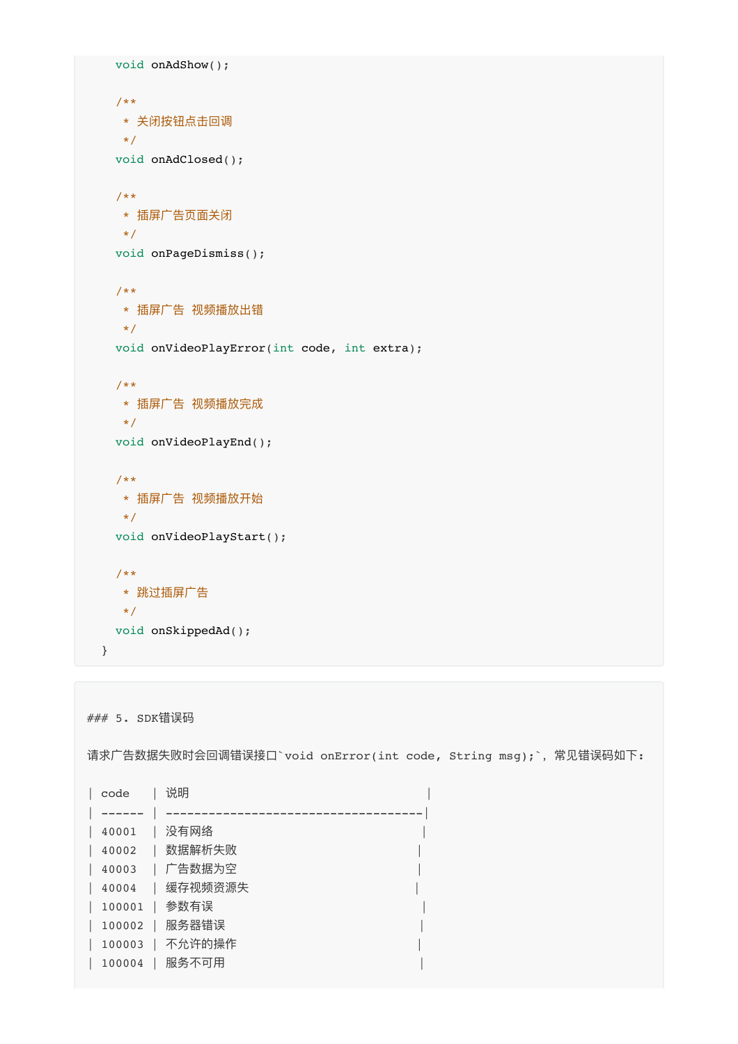```
    void onAdShow();

    /**
     * 关闭按钮点击回调
     */
    void onAdClosed();

    /**
     * 插屏广告页面关闭
     */
    void onPageDismiss();

    /**
     * 插屏广告 视频播放出错
     */
    void onVideoPlayError(int code, int extra);

    /**
     * 插屏广告 视频播放完成
     */
    void onVideoPlayEnd();

    /**
     * 插屏广告 视频播放开始
     */
    void onVideoPlayStart();

    /**
     * 跳过插屏广告
     */
    void onSkippedAd();
  }
```

```
### 5. SDK错误码

请求广告数据失败时会回调错误接口`void onError(int code, String msg);`，常见错误码如下：

| code   | 说明                                 |
| ------ | ------------------------------------|
| 40001  | 没有网络                             |
| 40002  | 数据解析失败                         |
| 40003  | 广告数据为空                         |
| 40004  | 缓存视频资源失败                     |
| 100001 | 参数有误                             |
| 100002 | 服务器错误                           |
| 100003 | 不允许的操作                         |
| 100004 | 服务不可用                           |
```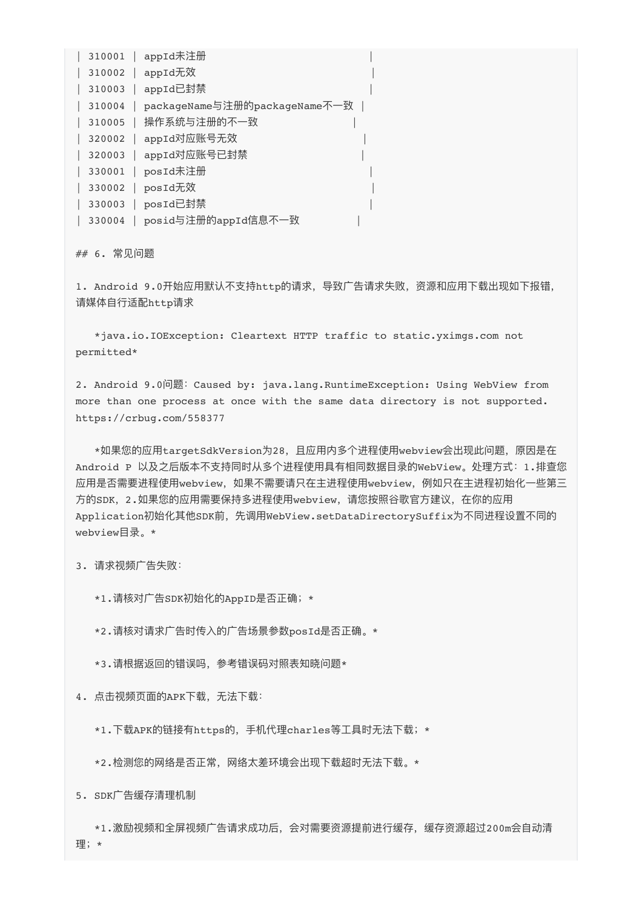| 310001 | appId未注册 |
|---|---|
| 310002 | appId无效 |
| 310003 | appId已封禁 |
| 310004 | packageName与注册的packageName不一致 |
| 310005 | 操作系统与注册的不一致 |
| 320002 | appId对应账号无效 |
| 320003 | appId对应账号已封禁 |
| 330001 | posId未注册 |
| 330002 | posId无效 |
| 330003 | posId已封禁 |
| 330004 | posid与注册的appId信息不一致 |

## 6. 常见问题

1. Android 9.0开始应用默认不支持http的请求，导致广告请求失败，资源和应用下载出现如下报错，请媒体自行适配http请求

   *java.io.IOException: Cleartext HTTP traffic to static.yximgs.com not permitted*

2. Android 9.0问题：Caused by: java.lang.RuntimeException: Using WebView from more than one process at once with the same data directory is not supported. https://crbug.com/558377

   *如果您的应用targetSdkVersion为28，且应用内多个进程使用webview会出现此问题，原因是在Android P 以及之后版本不支持同时从多个进程使用具有相同数据目录的WebView。处理方式：1.排查您应用是否需要进程使用webview，如果不需要请只在主进程使用webview，例如只在主进程初始化一些第三方的SDK，2.如果您的应用需要保持多进程使用webview，请您按照谷歌官方建议，在你的应用Application初始化其他SDK前，先调用WebView.setDataDirectorySuffix为不同进程设置不同的webview目录。*

3. 请求视频广告失败：

   *1.请核对广告SDK初始化的AppID是否正确；*

   *2.请核对请求广告时传入的广告场景参数posId是否正确。*

   *3.请根据返回的错误吗，参考错误码对照表知晓问题*

4. 点击视频页面的APK下载，无法下载：

   *1.下载APK的链接有https的，手机代理charles等工具时无法下载；*

   *2.检测您的网络是否正常，网络太差环境会出现下载超时无法下载。*

5. SDK广告缓存清理机制

   *1.激励视频和全屏视频广告请求成功后，会对需要资源提前进行缓存，缓存资源超过200m会自动清理；*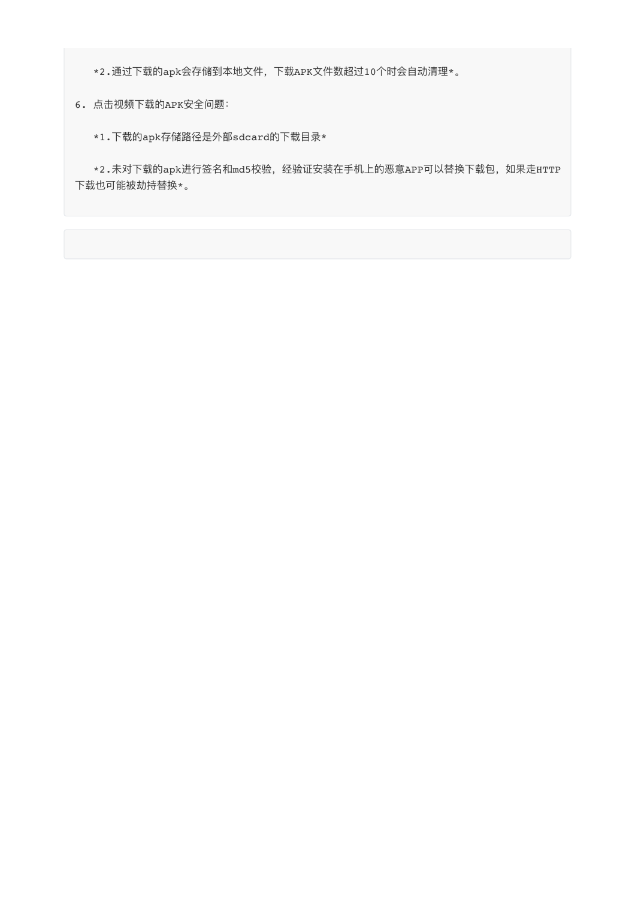*2.通过下载的apk会存储到本地文件，下载APK文件数超过10个时会自动清理*。

6. 点击视频下载的APK安全问题:

*1.下载的apk存储路径是外部sdcard的下载目录*

*2.未对下载的apk进行签名和md5校验，经验证安装在手机上的恶意APP可以替换下载包，如果走HTTP下载也可能被劫持替换*。